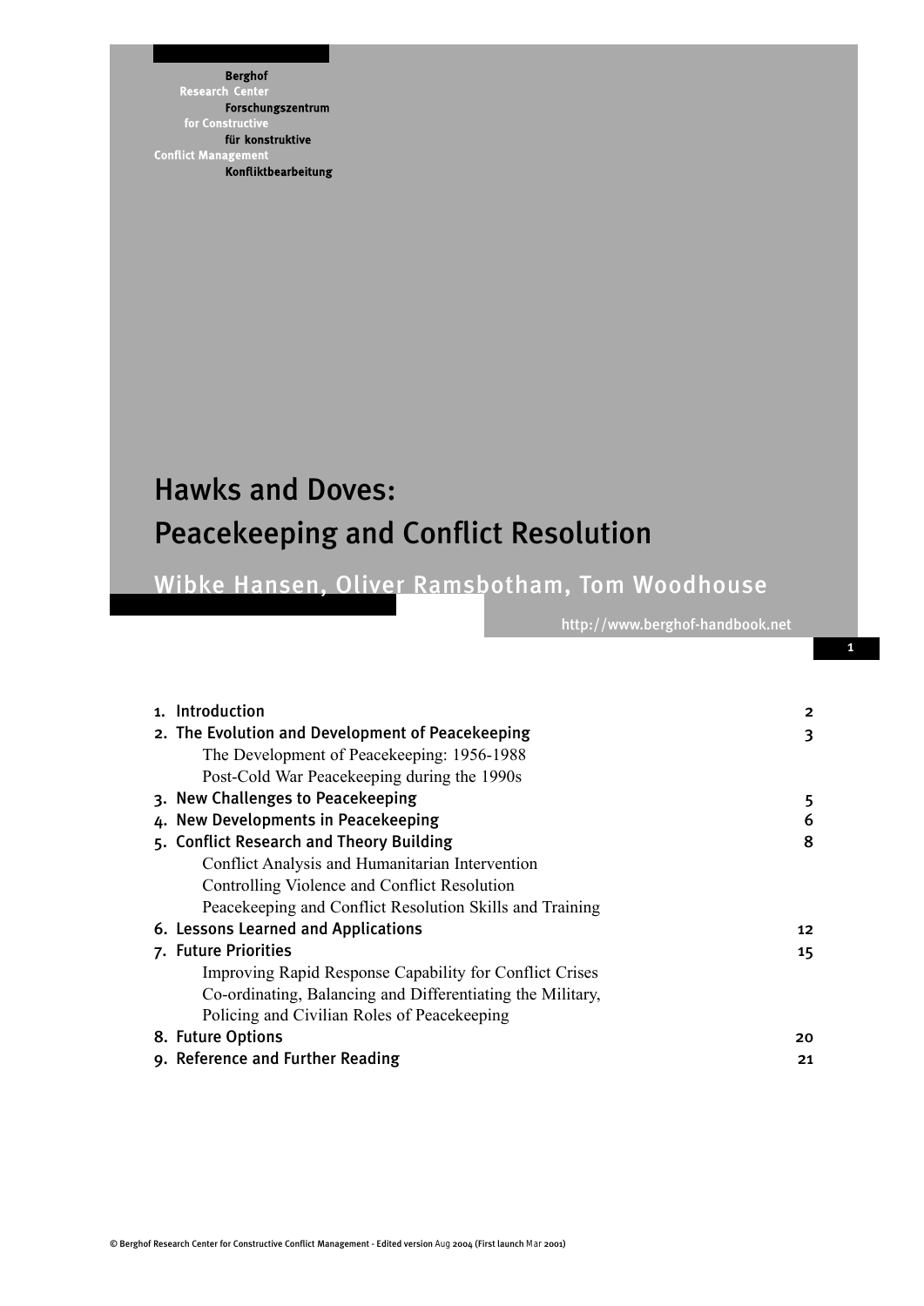Berghof
Research Center
Forschungszentrum
for Constructive
für konstruktive
Conflict Management
Konfliktbearbeitung

# Hawks and Doves: Peacekeeping and Conflict Resolution

Wibke Hansen, Oliver Ramsbotham, Tom Woodhouse

http://www.berghof-handbook.net

| | |
|---|---|
| 1. Introduction | 2 |
| 2. The Evolution and Development of Peacekeeping | 3 |
| The Development of Peacekeeping: 1956-1988 | |
| Post-Cold War Peacekeeping during the 1990s | |
| 3. New Challenges to Peacekeeping | 5 |
| 4. New Developments in Peacekeeping | 6 |
| 5. Conflict Research and Theory Building | 8 |
| Conflict Analysis and Humanitarian Intervention | |
| Controlling Violence and Conflict Resolution | |
| Peacekeeping and Conflict Resolution Skills and Training | |
| 6. Lessons Learned and Applications | 12 |
| 7. Future Priorities | 15 |
| Improving Rapid Response Capability for Conflict Crises | |
| Co-ordinating, Balancing and Differentiating the Military, Policing and Civilian Roles of Peacekeeping | |
| 8. Future Options | 20 |
| 9. Reference and Further Reading | 21 |

© Berghof Research Center for Constructive Conflict Management - Edited version Aug 2004 (First launch Mar 2001)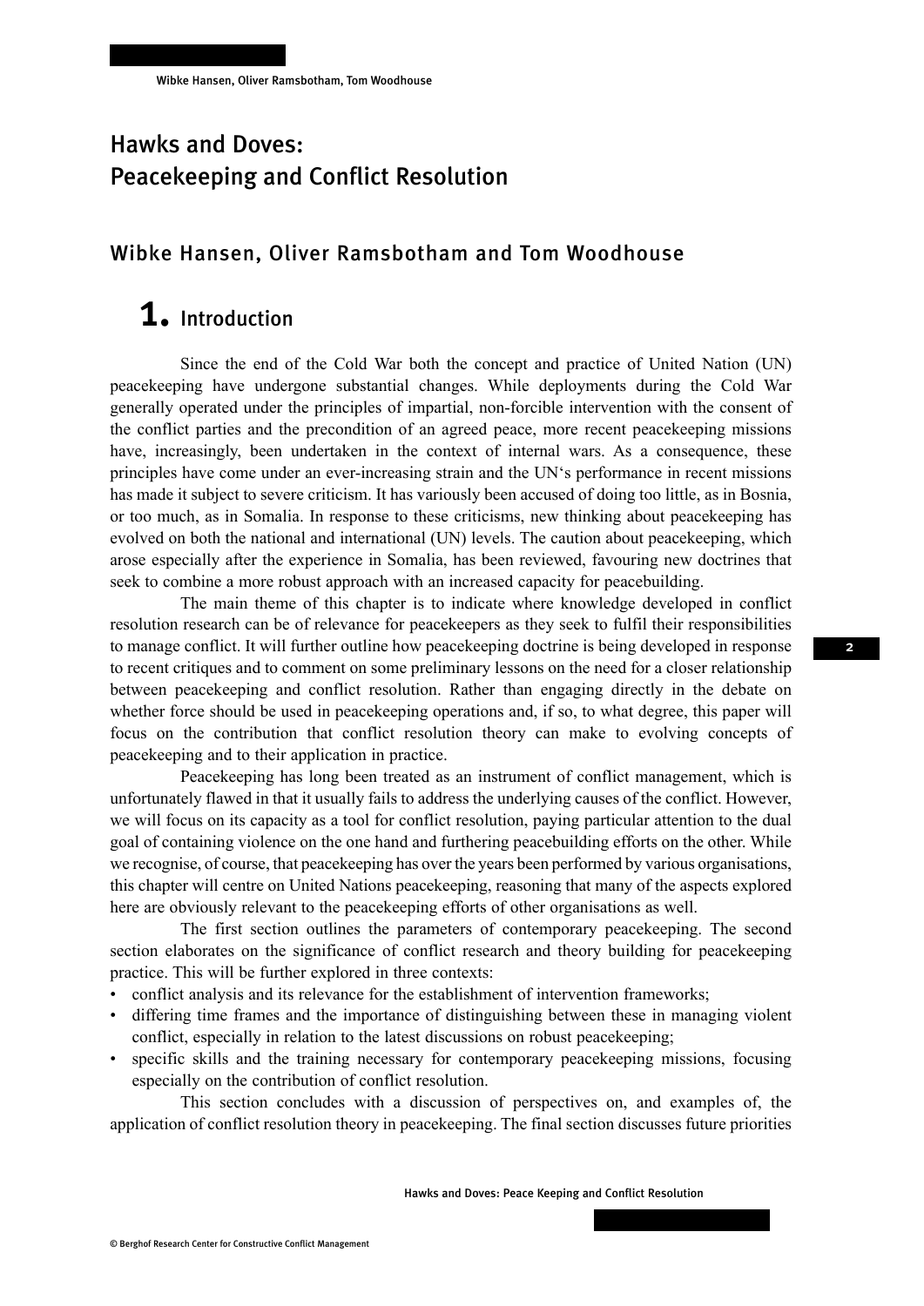# Hawks and Doves: Peacekeeping and Conflict Resolution

## Wibke Hansen, Oliver Ramsbotham and Tom Woodhouse

## 1. Introduction

Since the end of the Cold War both the concept and practice of United Nation (UN) peacekeeping have undergone substantial changes. While deployments during the Cold War generally operated under the principles of impartial, non-forcible intervention with the consent of the conflict parties and the precondition of an agreed peace, more recent peacekeeping missions have, increasingly, been undertaken in the context of internal wars. As a consequence, these principles have come under an ever-increasing strain and the UN's performance in recent missions has made it subject to severe criticism. It has variously been accused of doing too little, as in Bosnia, or too much, as in Somalia. In response to these criticisms, new thinking about peacekeeping has evolved on both the national and international (UN) levels. The caution about peacekeeping, which arose especially after the experience in Somalia, has been reviewed, favouring new doctrines that seek to combine a more robust approach with an increased capacity for peacebuilding.

The main theme of this chapter is to indicate where knowledge developed in conflict resolution research can be of relevance for peacekeepers as they seek to fulfil their responsibilities to manage conflict. It will further outline how peacekeeping doctrine is being developed in response to recent critiques and to comment on some preliminary lessons on the need for a closer relationship between peacekeeping and conflict resolution. Rather than engaging directly in the debate on whether force should be used in peacekeeping operations and, if so, to what degree, this paper will focus on the contribution that conflict resolution theory can make to evolving concepts of peacekeeping and to their application in practice.

Peacekeeping has long been treated as an instrument of conflict management, which is unfortunately flawed in that it usually fails to address the underlying causes of the conflict. However, we will focus on its capacity as a tool for conflict resolution, paying particular attention to the dual goal of containing violence on the one hand and furthering peacebuilding efforts on the other. While we recognise, of course, that peacekeeping has over the years been performed by various organisations, this chapter will centre on United Nations peacekeeping, reasoning that many of the aspects explored here are obviously relevant to the peacekeeping efforts of other organisations as well.

The first section outlines the parameters of contemporary peacekeeping. The second section elaborates on the significance of conflict research and theory building for peacekeeping practice. This will be further explored in three contexts:

- conflict analysis and its relevance for the establishment of intervention frameworks;
- differing time frames and the importance of distinguishing between these in managing violent conflict, especially in relation to the latest discussions on robust peacekeeping;
- specific skills and the training necessary for contemporary peacekeeping missions, focusing especially on the contribution of conflict resolution.

This section concludes with a discussion of perspectives on, and examples of, the application of conflict resolution theory in peacekeeping. The final section discusses future priorities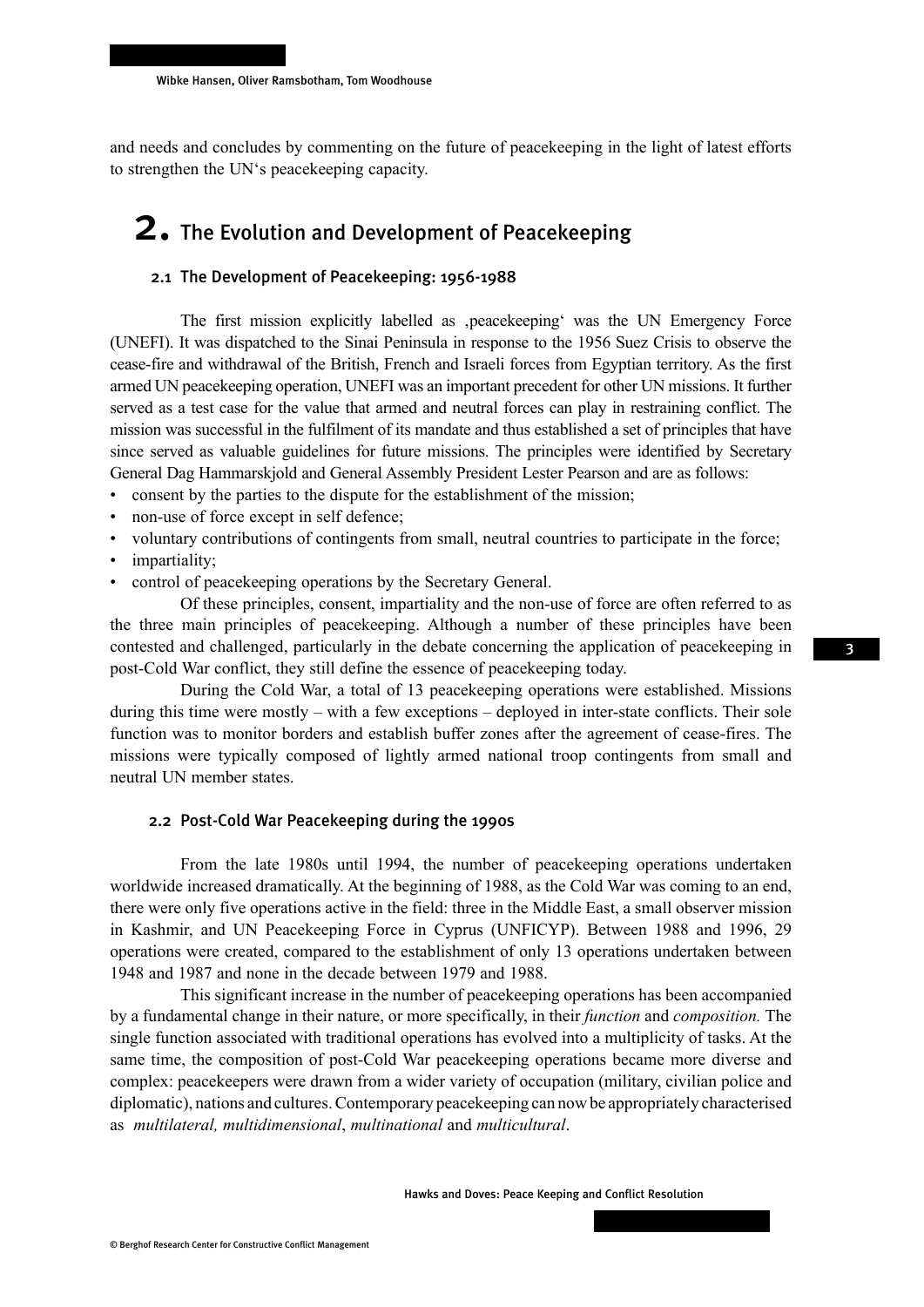and needs and concludes by commenting on the future of peacekeeping in the light of latest efforts to strengthen the UN's peacekeeping capacity.

# 2. The Evolution and Development of Peacekeeping

## 2.1 The Development of Peacekeeping: 1956-1988

The first mission explicitly labelled as ‚peacekeeping' was the UN Emergency Force (UNEFI). It was dispatched to the Sinai Peninsula in response to the 1956 Suez Crisis to observe the cease-fire and withdrawal of the British, French and Israeli forces from Egyptian territory. As the first armed UN peacekeeping operation, UNEFI was an important precedent for other UN missions. It further served as a test case for the value that armed and neutral forces can play in restraining conflict. The mission was successful in the fulfilment of its mandate and thus established a set of principles that have since served as valuable guidelines for future missions. The principles were identified by Secretary General Dag Hammarskjold and General Assembly President Lester Pearson and are as follows:

- consent by the parties to the dispute for the establishment of the mission;
- non-use of force except in self defence;
- voluntary contributions of contingents from small, neutral countries to participate in the force;
- impartiality;
- control of peacekeeping operations by the Secretary General.

Of these principles, consent, impartiality and the non-use of force are often referred to as the three main principles of peacekeeping. Although a number of these principles have been contested and challenged, particularly in the debate concerning the application of peacekeeping in post-Cold War conflict, they still define the essence of peacekeeping today.

During the Cold War, a total of 13 peacekeeping operations were established. Missions during this time were mostly – with a few exceptions – deployed in inter-state conflicts. Their sole function was to monitor borders and establish buffer zones after the agreement of cease-fires. The missions were typically composed of lightly armed national troop contingents from small and neutral UN member states.

## 2.2 Post-Cold War Peacekeeping during the 1990s

From the late 1980s until 1994, the number of peacekeeping operations undertaken worldwide increased dramatically. At the beginning of 1988, as the Cold War was coming to an end, there were only five operations active in the field: three in the Middle East, a small observer mission in Kashmir, and UN Peacekeeping Force in Cyprus (UNFICYP). Between 1988 and 1996, 29 operations were created, compared to the establishment of only 13 operations undertaken between 1948 and 1987 and none in the decade between 1979 and 1988.

This significant increase in the number of peacekeeping operations has been accompanied by a fundamental change in their nature, or more specifically, in their *function* and *composition.* The single function associated with traditional operations has evolved into a multiplicity of tasks. At the same time, the composition of post-Cold War peacekeeping operations became more diverse and complex: peacekeepers were drawn from a wider variety of occupation (military, civilian police and diplomatic), nations and cultures. Contemporary peacekeeping can now be appropriately characterised as *multilateral, multidimensional*, *multinational* and *multicultural*.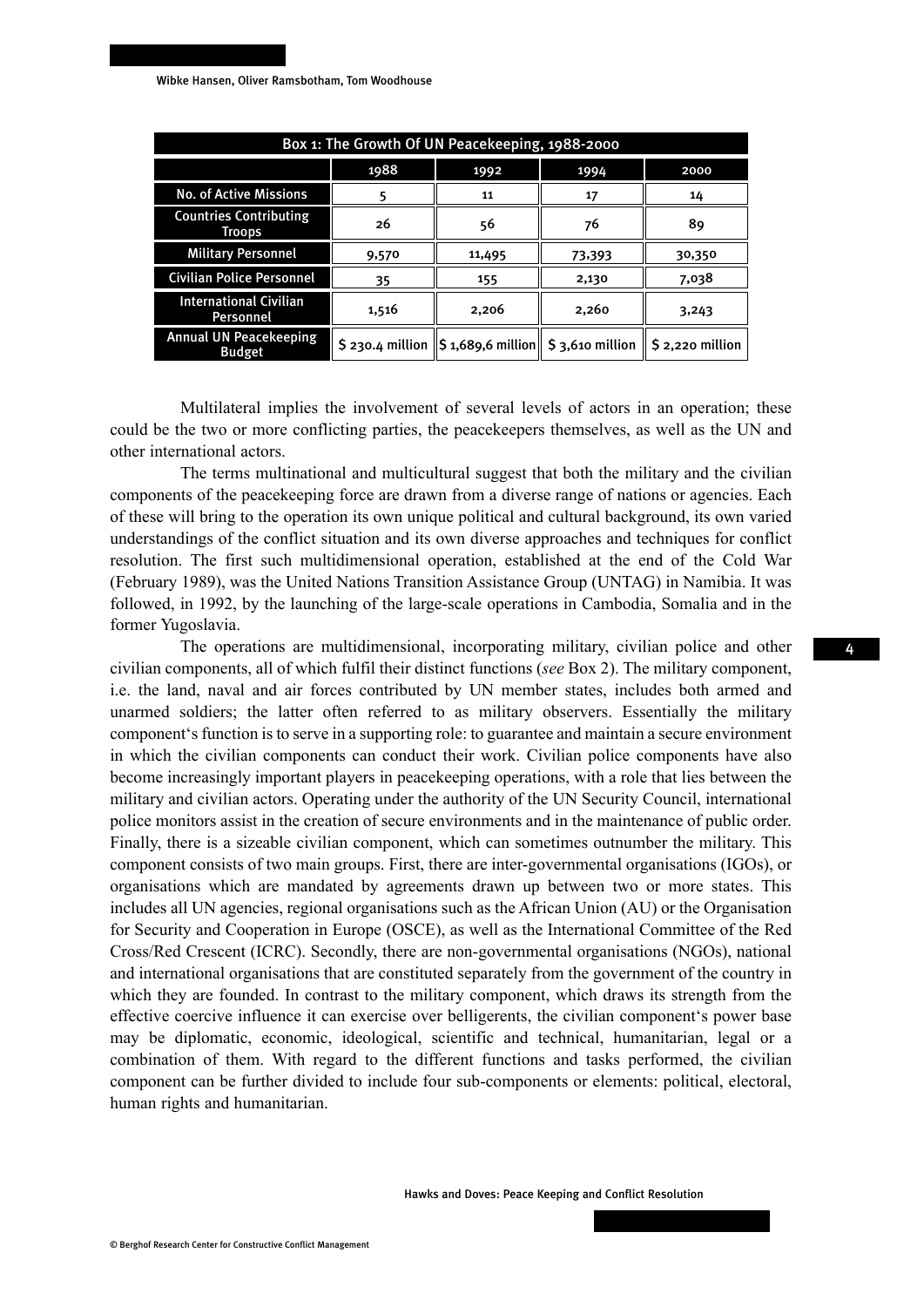| Box 1: The Growth Of UN Peacekeeping, 1988-2000 | | | | |
|---|---|---|---|---|
| | 1988 | 1992 | 1994 | 2000 |
| No. of Active Missions | 5 | 11 | 17 | 14 |
| Countries Contributing Troops | 26 | 56 | 76 | 89 |
| Military Personnel | 9,570 | 11,495 | 73,393 | 30,350 |
| Civilian Police Personnel | 35 | 155 | 2,130 | 7,038 |
| International Civilian Personnel | 1,516 | 2,206 | 2,260 | 3,243 |
| Annual UN Peacekeeping Budget | $ 230.4 million | $ 1,689,6 million | $ 3,610 million | $ 2,220 million |

Multilateral implies the involvement of several levels of actors in an operation; these could be the two or more conflicting parties, the peacekeepers themselves, as well as the UN and other international actors.

The terms multinational and multicultural suggest that both the military and the civilian components of the peacekeeping force are drawn from a diverse range of nations or agencies. Each of these will bring to the operation its own unique political and cultural background, its own varied understandings of the conflict situation and its own diverse approaches and techniques for conflict resolution. The first such multidimensional operation, established at the end of the Cold War (February 1989), was the United Nations Transition Assistance Group (UNTAG) in Namibia. It was followed, in 1992, by the launching of the large-scale operations in Cambodia, Somalia and in the former Yugoslavia.

The operations are multidimensional, incorporating military, civilian police and other civilian components, all of which fulfil their distinct functions (*see* Box 2). The military component, i.e. the land, naval and air forces contributed by UN member states, includes both armed and unarmed soldiers; the latter often referred to as military observers. Essentially the military component's function is to serve in a supporting role: to guarantee and maintain a secure environment in which the civilian components can conduct their work. Civilian police components have also become increasingly important players in peacekeeping operations, with a role that lies between the military and civilian actors. Operating under the authority of the UN Security Council, international police monitors assist in the creation of secure environments and in the maintenance of public order. Finally, there is a sizeable civilian component, which can sometimes outnumber the military. This component consists of two main groups. First, there are inter-governmental organisations (IGOs), or organisations which are mandated by agreements drawn up between two or more states. This includes all UN agencies, regional organisations such as the African Union (AU) or the Organisation for Security and Cooperation in Europe (OSCE), as well as the International Committee of the Red Cross/Red Crescent (ICRC). Secondly, there are non-governmental organisations (NGOs), national and international organisations that are constituted separately from the government of the country in which they are founded. In contrast to the military component, which draws its strength from the effective coercive influence it can exercise over belligerents, the civilian component's power base may be diplomatic, economic, ideological, scientific and technical, humanitarian, legal or a combination of them. With regard to the different functions and tasks performed, the civilian component can be further divided to include four sub-components or elements: political, electoral, human rights and humanitarian.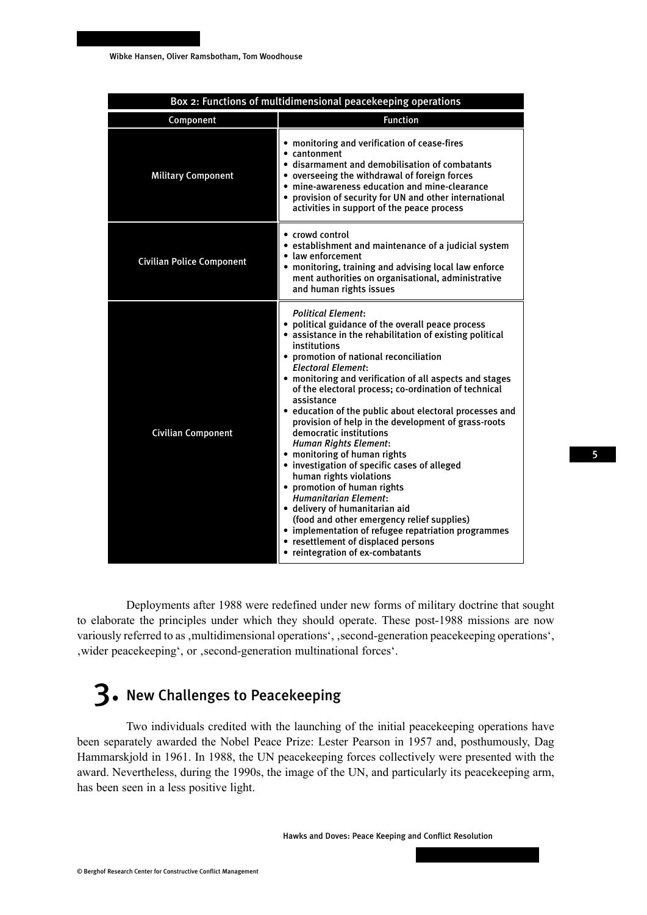| Box 2: Functions of multidimensional peacekeeping operations | |
|---|---|
| **Component** | **Function** |
| Military Component | • monitoring and verification of cease-fires<br>• cantonment<br>• disarmament and demobilisation of combatants<br>• overseeing the withdrawal of foreign forces<br>• mine-awareness education and mine-clearance<br>• provision of security for UN and other international activities in support of the peace process |
| Civilian Police Component | • crowd control<br>• establishment and maintenance of a judicial system<br>• law enforcement<br>• monitoring, training and advising local law enforcement authorities on organisational, administrative and human rights issues |
| Civilian Component | *Political Element*:<br>• political guidance of the overall peace process<br>• assistance in the rehabilitation of existing political institutions<br>• promotion of national reconciliation<br>*Electoral Element*:<br>• monitoring and verification of all aspects and stages of the electoral process; co-ordination of technical assistance<br>• education of the public about electoral processes and provision of help in the development of grass-roots democratic institutions<br>*Human Rights Element*:<br>• monitoring of human rights<br>• investigation of specific cases of alleged human rights violations<br>• promotion of human rights<br>*Humanitarian Element*:<br>• delivery of humanitarian aid (food and other emergency relief supplies)<br>• implementation of refugee repatriation programmes<br>• resettlement of displaced persons<br>• reintegration of ex-combatants |

Deployments after 1988 were redefined under new forms of military doctrine that sought to elaborate the principles under which they should operate. These post-1988 missions are now variously referred to as ‚multidimensional operations', ‚second-generation peacekeeping operations', ‚wider peacekeeping', or ‚second-generation multinational forces'.

# 3. New Challenges to Peacekeeping

Two individuals credited with the launching of the initial peacekeeping operations have been separately awarded the Nobel Peace Prize: Lester Pearson in 1957 and, posthumously, Dag Hammarskjold in 1961. In 1988, the UN peacekeeping forces collectively were presented with the award. Nevertheless, during the 1990s, the image of the UN, and particularly its peacekeeping arm, has been seen in a less positive light.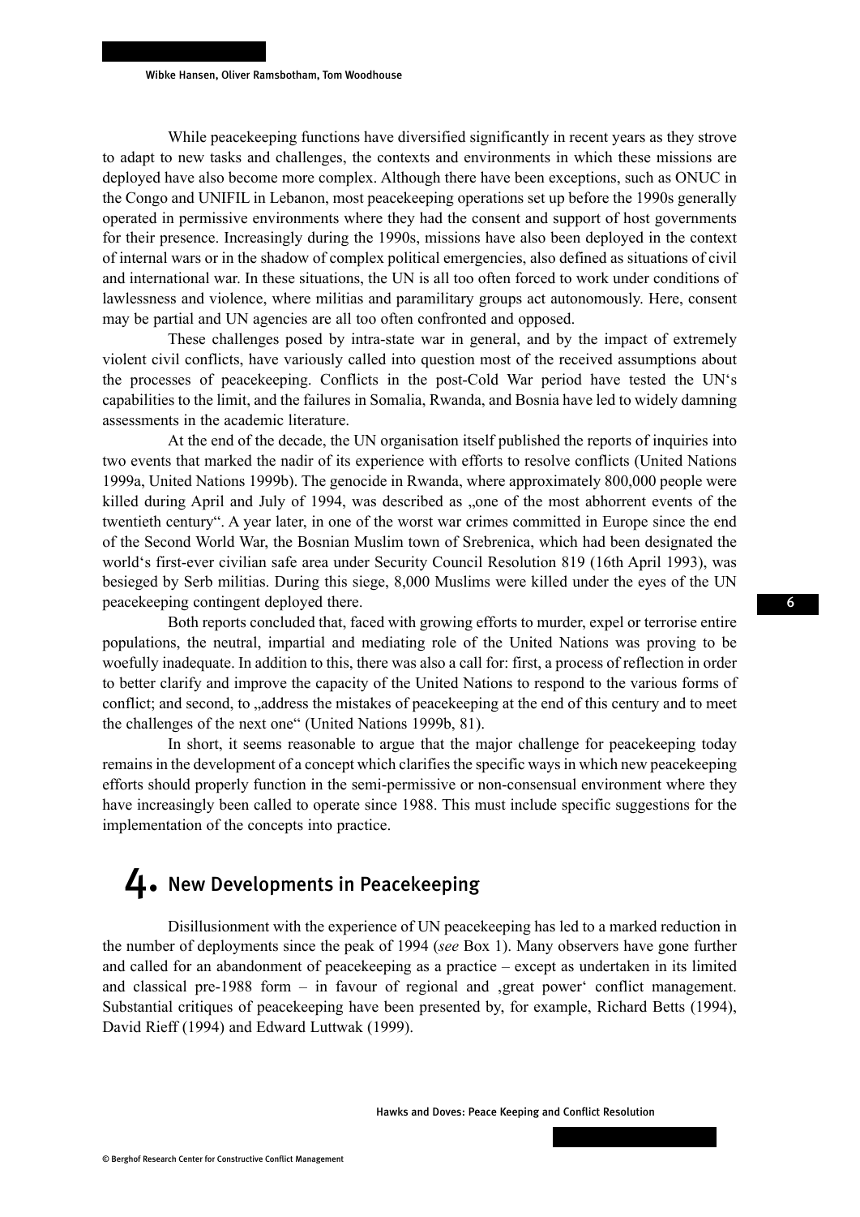While peacekeeping functions have diversified significantly in recent years as they strove to adapt to new tasks and challenges, the contexts and environments in which these missions are deployed have also become more complex. Although there have been exceptions, such as ONUC in the Congo and UNIFIL in Lebanon, most peacekeeping operations set up before the 1990s generally operated in permissive environments where they had the consent and support of host governments for their presence. Increasingly during the 1990s, missions have also been deployed in the context of internal wars or in the shadow of complex political emergencies, also defined as situations of civil and international war. In these situations, the UN is all too often forced to work under conditions of lawlessness and violence, where militias and paramilitary groups act autonomously. Here, consent may be partial and UN agencies are all too often confronted and opposed.

These challenges posed by intra-state war in general, and by the impact of extremely violent civil conflicts, have variously called into question most of the received assumptions about the processes of peacekeeping. Conflicts in the post-Cold War period have tested the UN's capabilities to the limit, and the failures in Somalia, Rwanda, and Bosnia have led to widely damning assessments in the academic literature.

At the end of the decade, the UN organisation itself published the reports of inquiries into two events that marked the nadir of its experience with efforts to resolve conflicts (United Nations 1999a, United Nations 1999b). The genocide in Rwanda, where approximately 800,000 people were killed during April and July of 1994, was described as „one of the most abhorrent events of the twentieth century". A year later, in one of the worst war crimes committed in Europe since the end of the Second World War, the Bosnian Muslim town of Srebrenica, which had been designated the world's first-ever civilian safe area under Security Council Resolution 819 (16th April 1993), was besieged by Serb militias. During this siege, 8,000 Muslims were killed under the eyes of the UN peacekeeping contingent deployed there.

Both reports concluded that, faced with growing efforts to murder, expel or terrorise entire populations, the neutral, impartial and mediating role of the United Nations was proving to be woefully inadequate. In addition to this, there was also a call for: first, a process of reflection in order to better clarify and improve the capacity of the United Nations to respond to the various forms of conflict; and second, to „address the mistakes of peacekeeping at the end of this century and to meet the challenges of the next one" (United Nations 1999b, 81).

In short, it seems reasonable to argue that the major challenge for peacekeeping today remains in the development of a concept which clarifies the specific ways in which new peacekeeping efforts should properly function in the semi-permissive or non-consensual environment where they have increasingly been called to operate since 1988. This must include specific suggestions for the implementation of the concepts into practice.

# 4. New Developments in Peacekeeping

Disillusionment with the experience of UN peacekeeping has led to a marked reduction in the number of deployments since the peak of 1994 (*see* Box 1). Many observers have gone further and called for an abandonment of peacekeeping as a practice – except as undertaken in its limited and classical pre-1988 form – in favour of regional and ‚great power' conflict management. Substantial critiques of peacekeeping have been presented by, for example, Richard Betts (1994), David Rieff (1994) and Edward Luttwak (1999).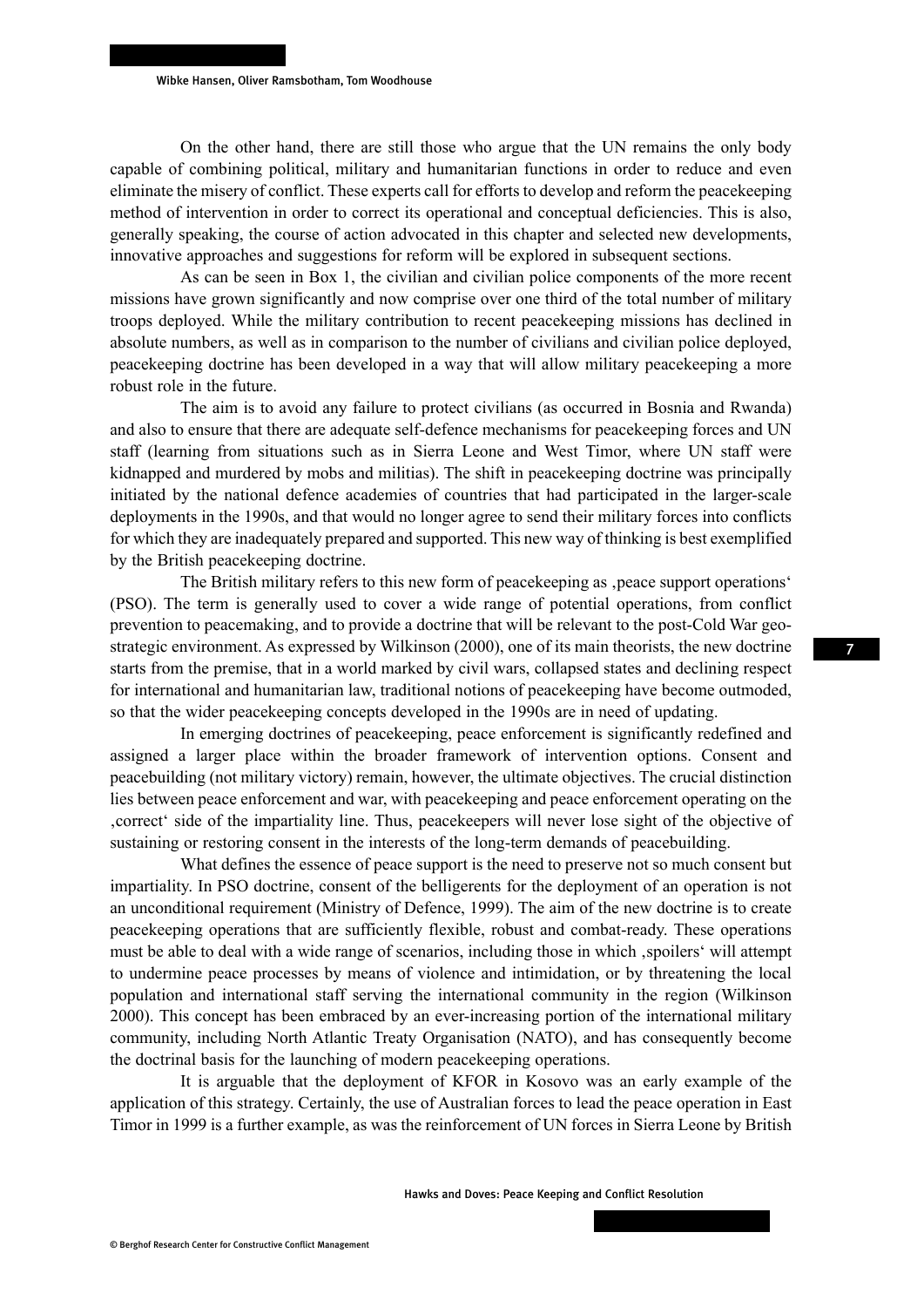On the other hand, there are still those who argue that the UN remains the only body capable of combining political, military and humanitarian functions in order to reduce and even eliminate the misery of conflict. These experts call for efforts to develop and reform the peacekeeping method of intervention in order to correct its operational and conceptual deficiencies. This is also, generally speaking, the course of action advocated in this chapter and selected new developments, innovative approaches and suggestions for reform will be explored in subsequent sections.

As can be seen in Box 1, the civilian and civilian police components of the more recent missions have grown significantly and now comprise over one third of the total number of military troops deployed. While the military contribution to recent peacekeeping missions has declined in absolute numbers, as well as in comparison to the number of civilians and civilian police deployed, peacekeeping doctrine has been developed in a way that will allow military peacekeeping a more robust role in the future.

The aim is to avoid any failure to protect civilians (as occurred in Bosnia and Rwanda) and also to ensure that there are adequate self-defence mechanisms for peacekeeping forces and UN staff (learning from situations such as in Sierra Leone and West Timor, where UN staff were kidnapped and murdered by mobs and militias). The shift in peacekeeping doctrine was principally initiated by the national defence academies of countries that had participated in the larger-scale deployments in the 1990s, and that would no longer agree to send their military forces into conflicts for which they are inadequately prepared and supported. This new way of thinking is best exemplified by the British peacekeeping doctrine.

The British military refers to this new form of peacekeeping as ‚peace support operations‘ (PSO). The term is generally used to cover a wide range of potential operations, from conflict prevention to peacemaking, and to provide a doctrine that will be relevant to the post-Cold War geo-strategic environment. As expressed by Wilkinson (2000), one of its main theorists, the new doctrine starts from the premise, that in a world marked by civil wars, collapsed states and declining respect for international and humanitarian law, traditional notions of peacekeeping have become outmoded, so that the wider peacekeeping concepts developed in the 1990s are in need of updating.

In emerging doctrines of peacekeeping, peace enforcement is significantly redefined and assigned a larger place within the broader framework of intervention options. Consent and peacebuilding (not military victory) remain, however, the ultimate objectives. The crucial distinction lies between peace enforcement and war, with peacekeeping and peace enforcement operating on the ‚correct‘ side of the impartiality line. Thus, peacekeepers will never lose sight of the objective of sustaining or restoring consent in the interests of the long-term demands of peacebuilding.

What defines the essence of peace support is the need to preserve not so much consent but impartiality. In PSO doctrine, consent of the belligerents for the deployment of an operation is not an unconditional requirement (Ministry of Defence, 1999). The aim of the new doctrine is to create peacekeeping operations that are sufficiently flexible, robust and combat-ready. These operations must be able to deal with a wide range of scenarios, including those in which ‚spoilers‘ will attempt to undermine peace processes by means of violence and intimidation, or by threatening the local population and international staff serving the international community in the region (Wilkinson 2000). This concept has been embraced by an ever-increasing portion of the international military community, including North Atlantic Treaty Organisation (NATO), and has consequently become the doctrinal basis for the launching of modern peacekeeping operations.

It is arguable that the deployment of KFOR in Kosovo was an early example of the application of this strategy. Certainly, the use of Australian forces to lead the peace operation in East Timor in 1999 is a further example, as was the reinforcement of UN forces in Sierra Leone by British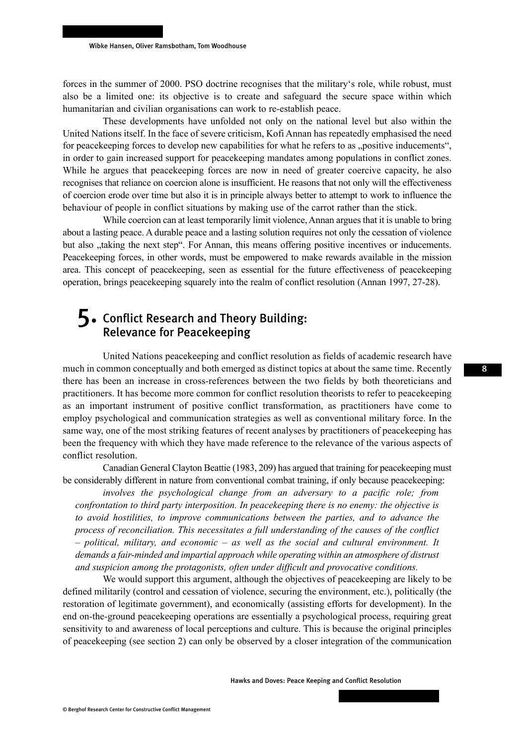forces in the summer of 2000. PSO doctrine recognises that the military‘s role, while robust, must also be a limited one: its objective is to create and safeguard the secure space within which humanitarian and civilian organisations can work to re-establish peace.

These developments have unfolded not only on the national level but also within the United Nations itself. In the face of severe criticism, Kofi Annan has repeatedly emphasised the need for peacekeeping forces to develop new capabilities for what he refers to as „positive inducements“, in order to gain increased support for peacekeeping mandates among populations in conflict zones. While he argues that peacekeeping forces are now in need of greater coercive capacity, he also recognises that reliance on coercion alone is insufficient. He reasons that not only will the effectiveness of coercion erode over time but also it is in principle always better to attempt to work to influence the behaviour of people in conflict situations by making use of the carrot rather than the stick.

While coercion can at least temporarily limit violence, Annan argues that it is unable to bring about a lasting peace. A durable peace and a lasting solution requires not only the cessation of violence but also „taking the next step“. For Annan, this means offering positive incentives or inducements. Peacekeeping forces, in other words, must be empowered to make rewards available in the mission area. This concept of peacekeeping, seen as essential for the future effectiveness of peacekeeping operation, brings peacekeeping squarely into the realm of conflict resolution (Annan 1997, 27-28).

## 5. Conflict Research and Theory Building: Relevance for Peacekeeping

United Nations peacekeeping and conflict resolution as fields of academic research have much in common conceptually and both emerged as distinct topics at about the same time. Recently there has been an increase in cross-references between the two fields by both theoreticians and practitioners. It has become more common for conflict resolution theorists to refer to peacekeeping as an important instrument of positive conflict transformation, as practitioners have come to employ psychological and communication strategies as well as conventional military force. In the same way, one of the most striking features of recent analyses by practitioners of peacekeeping has been the frequency with which they have made reference to the relevance of the various aspects of conflict resolution.

Canadian General Clayton Beattie (1983, 209) has argued that training for peacekeeping must be considerably different in nature from conventional combat training, if only because peacekeeping:

> *involves the psychological change from an adversary to a pacific role; from confrontation to third party interposition. In peacekeeping there is no enemy: the objective is to avoid hostilities, to improve communications between the parties, and to advance the process of reconciliation. This necessitates a full understanding of the causes of the conflict – political, military, and economic – as well as the social and cultural environment. It demands a fair-minded and impartial approach while operating within an atmosphere of distrust and suspicion among the protagonists, often under difficult and provocative conditions.*

We would support this argument, although the objectives of peacekeeping are likely to be defined militarily (control and cessation of violence, securing the environment, etc.), politically (the restoration of legitimate government), and economically (assisting efforts for development). In the end on-the-ground peacekeeping operations are essentially a psychological process, requiring great sensitivity to and awareness of local perceptions and culture. This is because the original principles of peacekeeping (see section 2) can only be observed by a closer integration of the communication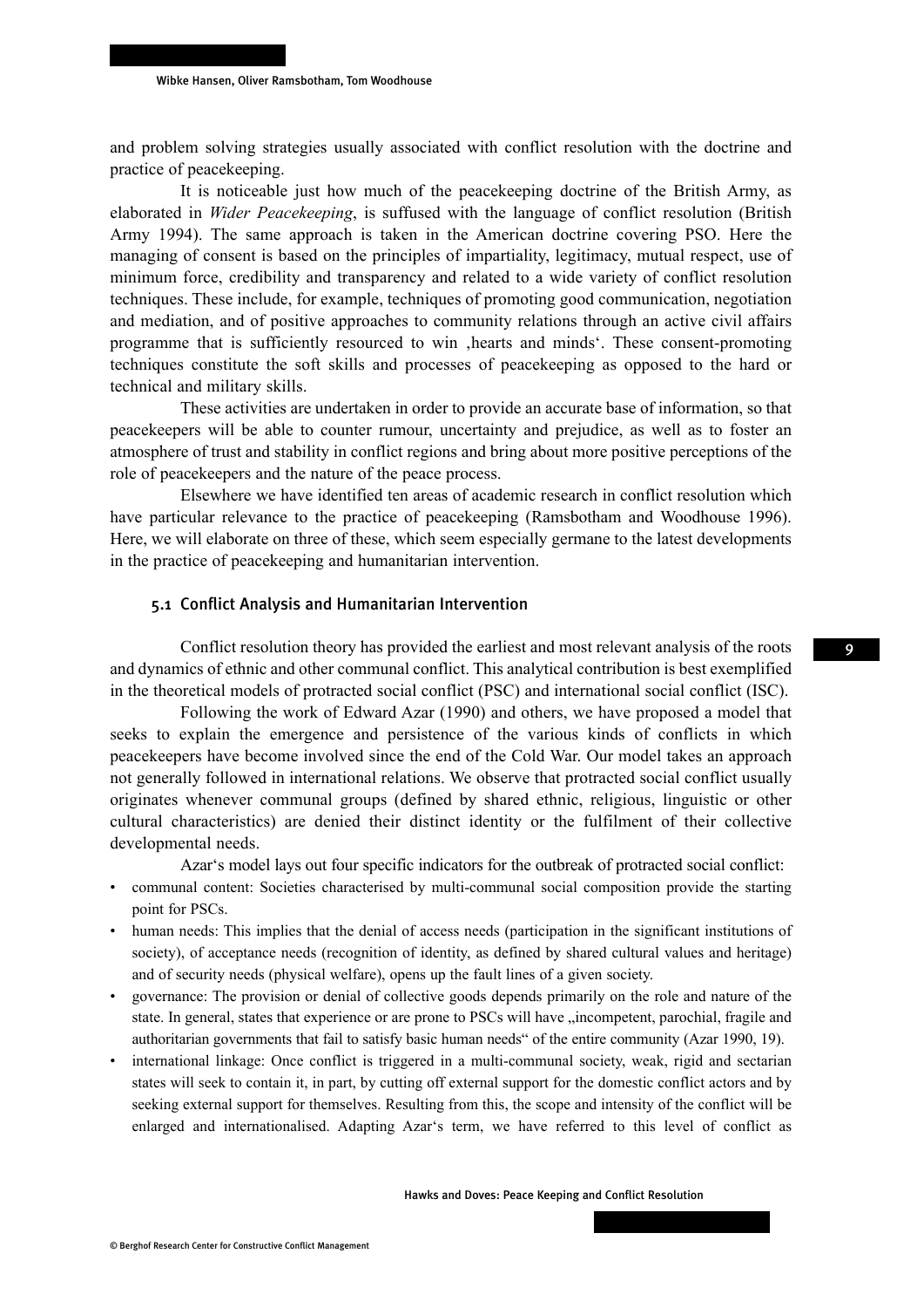and problem solving strategies usually associated with conflict resolution with the doctrine and practice of peacekeeping.

It is noticeable just how much of the peacekeeping doctrine of the British Army, as elaborated in *Wider Peacekeeping*, is suffused with the language of conflict resolution (British Army 1994). The same approach is taken in the American doctrine covering PSO. Here the managing of consent is based on the principles of impartiality, legitimacy, mutual respect, use of minimum force, credibility and transparency and related to a wide variety of conflict resolution techniques. These include, for example, techniques of promoting good communication, negotiation and mediation, and of positive approaches to community relations through an active civil affairs programme that is sufficiently resourced to win ‚hearts and minds'. These consent-promoting techniques constitute the soft skills and processes of peacekeeping as opposed to the hard or technical and military skills.

These activities are undertaken in order to provide an accurate base of information, so that peacekeepers will be able to counter rumour, uncertainty and prejudice, as well as to foster an atmosphere of trust and stability in conflict regions and bring about more positive perceptions of the role of peacekeepers and the nature of the peace process.

Elsewhere we have identified ten areas of academic research in conflict resolution which have particular relevance to the practice of peacekeeping (Ramsbotham and Woodhouse 1996). Here, we will elaborate on three of these, which seem especially germane to the latest developments in the practice of peacekeeping and humanitarian intervention.

### 5.1 Conflict Analysis and Humanitarian Intervention

Conflict resolution theory has provided the earliest and most relevant analysis of the roots and dynamics of ethnic and other communal conflict. This analytical contribution is best exemplified in the theoretical models of protracted social conflict (PSC) and international social conflict (ISC).

Following the work of Edward Azar (1990) and others, we have proposed a model that seeks to explain the emergence and persistence of the various kinds of conflicts in which peacekeepers have become involved since the end of the Cold War. Our model takes an approach not generally followed in international relations. We observe that protracted social conflict usually originates whenever communal groups (defined by shared ethnic, religious, linguistic or other cultural characteristics) are denied their distinct identity or the fulfilment of their collective developmental needs.

Azar's model lays out four specific indicators for the outbreak of protracted social conflict:

- communal content: Societies characterised by multi-communal social composition provide the starting point for PSCs.
- human needs: This implies that the denial of access needs (participation in the significant institutions of society), of acceptance needs (recognition of identity, as defined by shared cultural values and heritage) and of security needs (physical welfare), opens up the fault lines of a given society.
- governance: The provision or denial of collective goods depends primarily on the role and nature of the state. In general, states that experience or are prone to PSCs will have „incompetent, parochial, fragile and authoritarian governments that fail to satisfy basic human needs" of the entire community (Azar 1990, 19).
- international linkage: Once conflict is triggered in a multi-communal society, weak, rigid and sectarian states will seek to contain it, in part, by cutting off external support for the domestic conflict actors and by seeking external support for themselves. Resulting from this, the scope and intensity of the conflict will be enlarged and internationalised. Adapting Azar's term, we have referred to this level of conflict as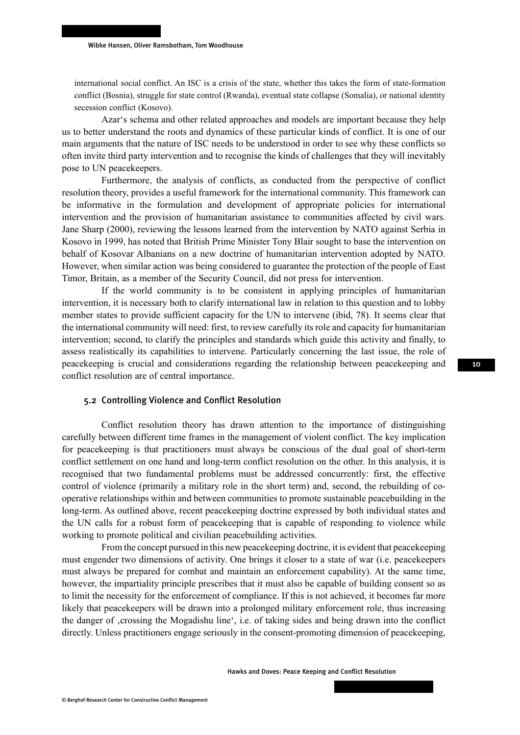international social conflict. An ISC is a crisis of the state, whether this takes the form of state-formation conflict (Bosnia), struggle for state control (Rwanda), eventual state collapse (Somalia), or national identity secession conflict (Kosovo).

Azar's schema and other related approaches and models are important because they help us to better understand the roots and dynamics of these particular kinds of conflict. It is one of our main arguments that the nature of ISC needs to be understood in order to see why these conflicts so often invite third party intervention and to recognise the kinds of challenges that they will inevitably pose to UN peacekeepers.

Furthermore, the analysis of conflicts, as conducted from the perspective of conflict resolution theory, provides a useful framework for the international community. This framework can be informative in the formulation and development of appropriate policies for international intervention and the provision of humanitarian assistance to communities affected by civil wars. Jane Sharp (2000), reviewing the lessons learned from the intervention by NATO against Serbia in Kosovo in 1999, has noted that British Prime Minister Tony Blair sought to base the intervention on behalf of Kosovar Albanians on a new doctrine of humanitarian intervention adopted by NATO. However, when similar action was being considered to guarantee the protection of the people of East Timor, Britain, as a member of the Security Council, did not press for intervention.

If the world community is to be consistent in applying principles of humanitarian intervention, it is necessary both to clarify international law in relation to this question and to lobby member states to provide sufficient capacity for the UN to intervene (ibid, 78). It seems clear that the international community will need: first, to review carefully its role and capacity for humanitarian intervention; second, to clarify the principles and standards which guide this activity and finally, to assess realistically its capabilities to intervene. Particularly concerning the last issue, the role of peacekeeping is crucial and considerations regarding the relationship between peacekeeping and conflict resolution are of central importance.

### 5.2 Controlling Violence and Conflict Resolution

Conflict resolution theory has drawn attention to the importance of distinguishing carefully between different time frames in the management of violent conflict. The key implication for peacekeeping is that practitioners must always be conscious of the dual goal of short-term conflict settlement on one hand and long-term conflict resolution on the other. In this analysis, it is recognised that two fundamental problems must be addressed concurrently: first, the effective control of violence (primarily a military role in the short term) and, second, the rebuilding of co-operative relationships within and between communities to promote sustainable peacebuilding in the long-term. As outlined above, recent peacekeeping doctrine expressed by both individual states and the UN calls for a robust form of peacekeeping that is capable of responding to violence while working to promote political and civilian peacebuilding activities.

From the concept pursued in this new peacekeeping doctrine, it is evident that peacekeeping must engender two dimensions of activity. One brings it closer to a state of war (i.e. peacekeepers must always be prepared for combat and maintain an enforcement capability). At the same time, however, the impartiality principle prescribes that it must also be capable of building consent so as to limit the necessity for the enforcement of compliance. If this is not achieved, it becomes far more likely that peacekeepers will be drawn into a prolonged military enforcement role, thus increasing the danger of ‚crossing the Mogadishu line', i.e. of taking sides and being drawn into the conflict directly. Unless practitioners engage seriously in the consent-promoting dimension of peacekeeping,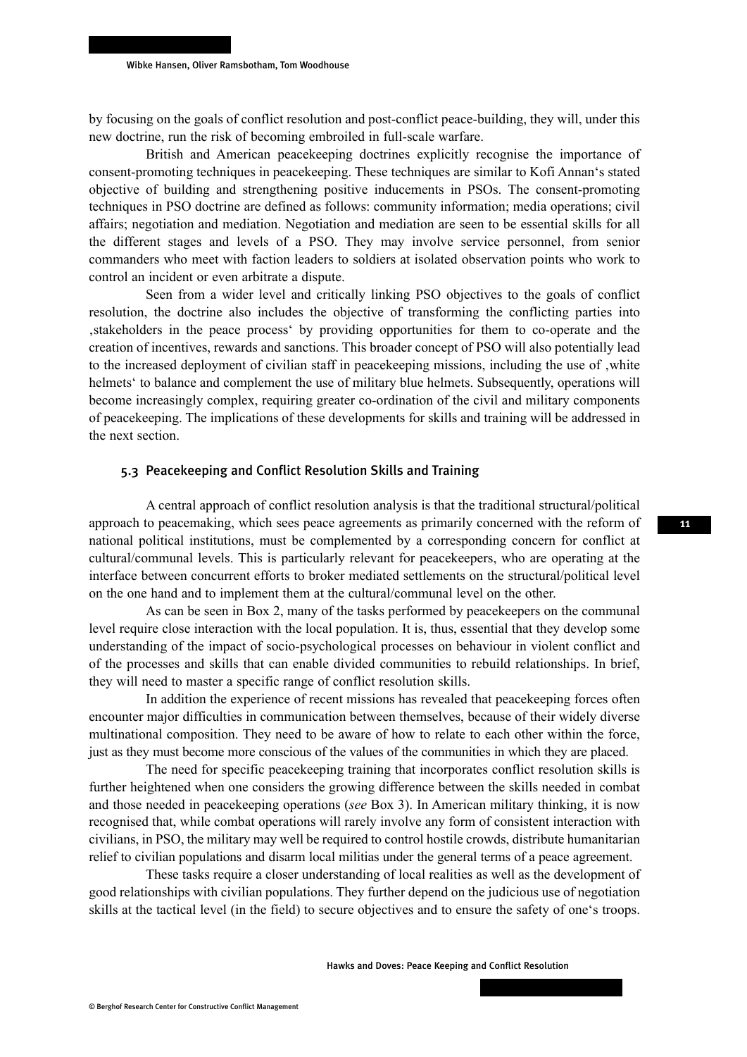by focusing on the goals of conflict resolution and post-conflict peace-building, they will, under this new doctrine, run the risk of becoming embroiled in full-scale warfare.

British and American peacekeeping doctrines explicitly recognise the importance of consent-promoting techniques in peacekeeping. These techniques are similar to Kofi Annan's stated objective of building and strengthening positive inducements in PSOs. The consent-promoting techniques in PSO doctrine are defined as follows: community information; media operations; civil affairs; negotiation and mediation. Negotiation and mediation are seen to be essential skills for all the different stages and levels of a PSO. They may involve service personnel, from senior commanders who meet with faction leaders to soldiers at isolated observation points who work to control an incident or even arbitrate a dispute.

Seen from a wider level and critically linking PSO objectives to the goals of conflict resolution, the doctrine also includes the objective of transforming the conflicting parties into ‚stakeholders in the peace process' by providing opportunities for them to co-operate and the creation of incentives, rewards and sanctions. This broader concept of PSO will also potentially lead to the increased deployment of civilian staff in peacekeeping missions, including the use of ‚white helmets' to balance and complement the use of military blue helmets. Subsequently, operations will become increasingly complex, requiring greater co-ordination of the civil and military components of peacekeeping. The implications of these developments for skills and training will be addressed in the next section.

### 5.3 Peacekeeping and Conflict Resolution Skills and Training

A central approach of conflict resolution analysis is that the traditional structural/political approach to peacemaking, which sees peace agreements as primarily concerned with the reform of national political institutions, must be complemented by a corresponding concern for conflict at cultural/communal levels. This is particularly relevant for peacekeepers, who are operating at the interface between concurrent efforts to broker mediated settlements on the structural/political level on the one hand and to implement them at the cultural/communal level on the other.

As can be seen in Box 2, many of the tasks performed by peacekeepers on the communal level require close interaction with the local population. It is, thus, essential that they develop some understanding of the impact of socio-psychological processes on behaviour in violent conflict and of the processes and skills that can enable divided communities to rebuild relationships. In brief, they will need to master a specific range of conflict resolution skills.

In addition the experience of recent missions has revealed that peacekeeping forces often encounter major difficulties in communication between themselves, because of their widely diverse multinational composition. They need to be aware of how to relate to each other within the force, just as they must become more conscious of the values of the communities in which they are placed.

The need for specific peacekeeping training that incorporates conflict resolution skills is further heightened when one considers the growing difference between the skills needed in combat and those needed in peacekeeping operations (*see* Box 3). In American military thinking, it is now recognised that, while combat operations will rarely involve any form of consistent interaction with civilians, in PSO, the military may well be required to control hostile crowds, distribute humanitarian relief to civilian populations and disarm local militias under the general terms of a peace agreement.

These tasks require a closer understanding of local realities as well as the development of good relationships with civilian populations. They further depend on the judicious use of negotiation skills at the tactical level (in the field) to secure objectives and to ensure the safety of one's troops.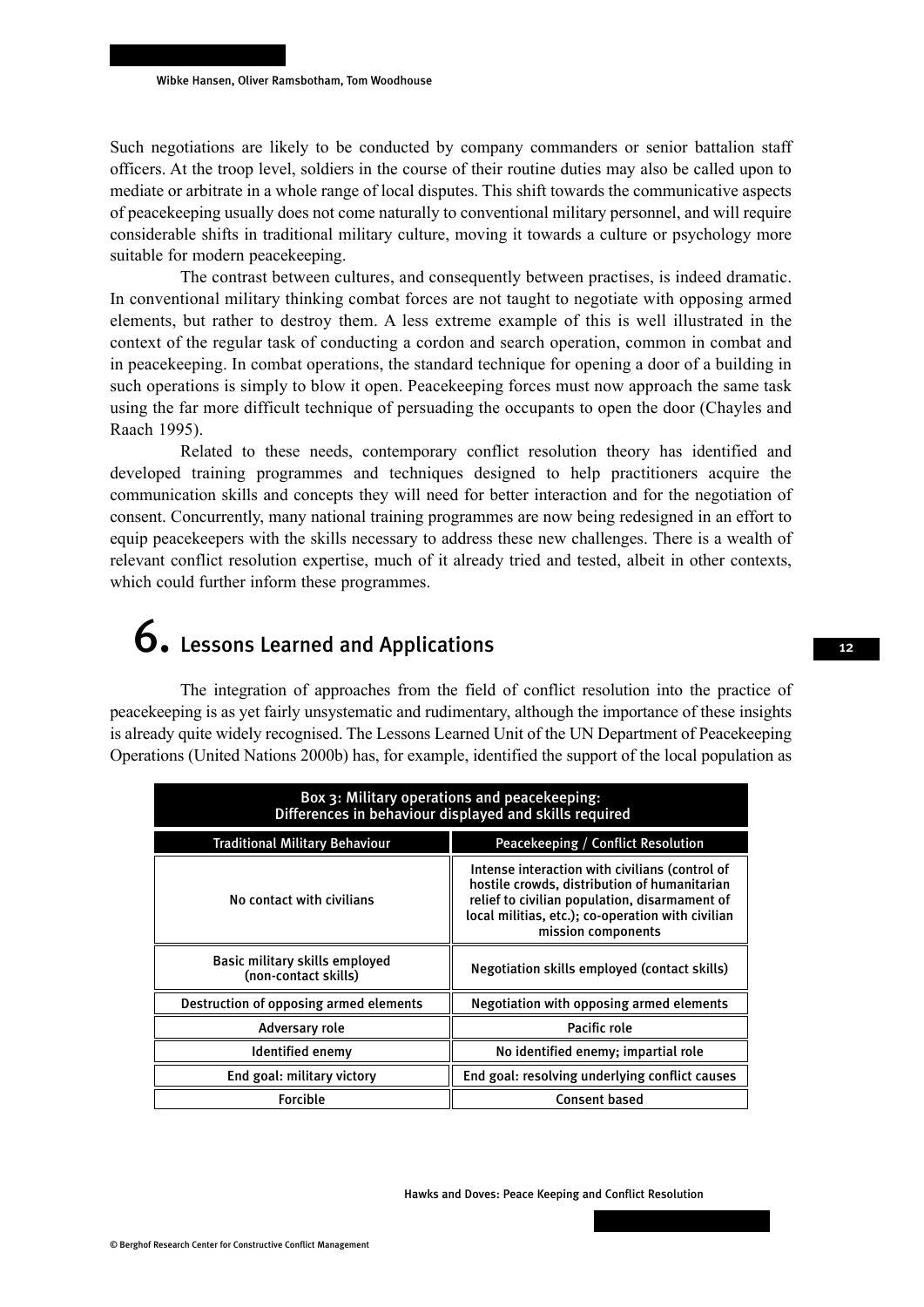Such negotiations are likely to be conducted by company commanders or senior battalion staff officers. At the troop level, soldiers in the course of their routine duties may also be called upon to mediate or arbitrate in a whole range of local disputes. This shift towards the communicative aspects of peacekeeping usually does not come naturally to conventional military personnel, and will require considerable shifts in traditional military culture, moving it towards a culture or psychology more suitable for modern peacekeeping.

The contrast between cultures, and consequently between practises, is indeed dramatic. In conventional military thinking combat forces are not taught to negotiate with opposing armed elements, but rather to destroy them. A less extreme example of this is well illustrated in the context of the regular task of conducting a cordon and search operation, common in combat and in peacekeeping. In combat operations, the standard technique for opening a door of a building in such operations is simply to blow it open. Peacekeeping forces must now approach the same task using the far more difficult technique of persuading the occupants to open the door (Chayles and Raach 1995).

Related to these needs, contemporary conflict resolution theory has identified and developed training programmes and techniques designed to help practitioners acquire the communication skills and concepts they will need for better interaction and for the negotiation of consent. Concurrently, many national training programmes are now being redesigned in an effort to equip peacekeepers with the skills necessary to address these new challenges. There is a wealth of relevant conflict resolution expertise, much of it already tried and tested, albeit in other contexts, which could further inform these programmes.

# 6. Lessons Learned and Applications

The integration of approaches from the field of conflict resolution into the practice of peacekeeping is as yet fairly unsystematic and rudimentary, although the importance of these insights is already quite widely recognised. The Lessons Learned Unit of the UN Department of Peacekeeping Operations (United Nations 2000b) has, for example, identified the support of the local population as

**Box 3: Military operations and peacekeeping: Differences in behaviour displayed and skills required**

| Traditional Military Behaviour | Peacekeeping / Conflict Resolution |
|---|---|
| No contact with civilians | Intense interaction with civilians (control of hostile crowds, distribution of humanitarian relief to civilian population, disarmament of local militias, etc.); co-operation with civilian mission components |
| Basic military skills employed (non-contact skills) | Negotiation skills employed (contact skills) |
| Destruction of opposing armed elements | Negotiation with opposing armed elements |
| Adversary role | Pacific role |
| Identified enemy | No identified enemy; impartial role |
| End goal: military victory | End goal: resolving underlying conflict causes |
| Forcible | Consent based |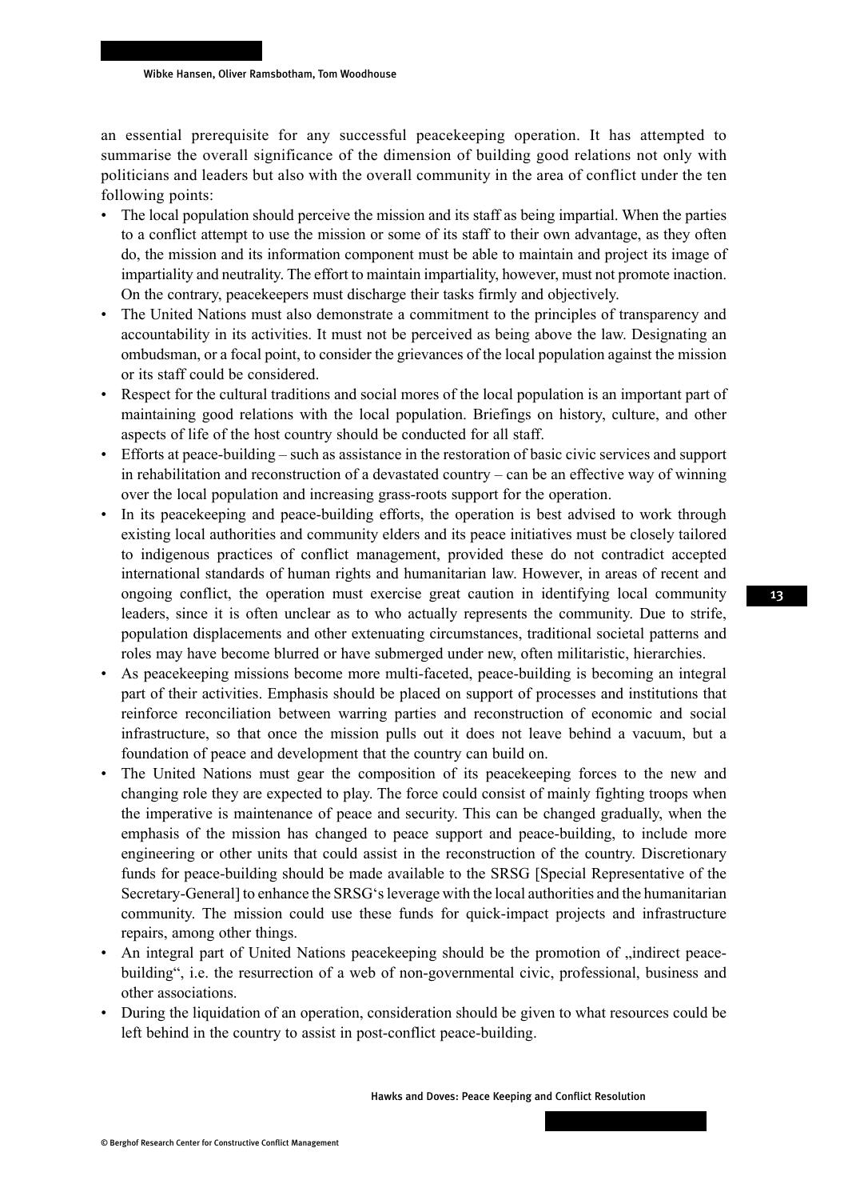an essential prerequisite for any successful peacekeeping operation. It has attempted to summarise the overall significance of the dimension of building good relations not only with politicians and leaders but also with the overall community in the area of conflict under the ten following points:

- The local population should perceive the mission and its staff as being impartial. When the parties to a conflict attempt to use the mission or some of its staff to their own advantage, as they often do, the mission and its information component must be able to maintain and project its image of impartiality and neutrality. The effort to maintain impartiality, however, must not promote inaction. On the contrary, peacekeepers must discharge their tasks firmly and objectively.
- The United Nations must also demonstrate a commitment to the principles of transparency and accountability in its activities. It must not be perceived as being above the law. Designating an ombudsman, or a focal point, to consider the grievances of the local population against the mission or its staff could be considered.
- Respect for the cultural traditions and social mores of the local population is an important part of maintaining good relations with the local population. Briefings on history, culture, and other aspects of life of the host country should be conducted for all staff.
- Efforts at peace-building – such as assistance in the restoration of basic civic services and support in rehabilitation and reconstruction of a devastated country – can be an effective way of winning over the local population and increasing grass-roots support for the operation.
- In its peacekeeping and peace-building efforts, the operation is best advised to work through existing local authorities and community elders and its peace initiatives must be closely tailored to indigenous practices of conflict management, provided these do not contradict accepted international standards of human rights and humanitarian law. However, in areas of recent and ongoing conflict, the operation must exercise great caution in identifying local community leaders, since it is often unclear as to who actually represents the community. Due to strife, population displacements and other extenuating circumstances, traditional societal patterns and roles may have become blurred or have submerged under new, often militaristic, hierarchies.
- As peacekeeping missions become more multi-faceted, peace-building is becoming an integral part of their activities. Emphasis should be placed on support of processes and institutions that reinforce reconciliation between warring parties and reconstruction of economic and social infrastructure, so that once the mission pulls out it does not leave behind a vacuum, but a foundation of peace and development that the country can build on.
- The United Nations must gear the composition of its peacekeeping forces to the new and changing role they are expected to play. The force could consist of mainly fighting troops when the imperative is maintenance of peace and security. This can be changed gradually, when the emphasis of the mission has changed to peace support and peace-building, to include more engineering or other units that could assist in the reconstruction of the country. Discretionary funds for peace-building should be made available to the SRSG [Special Representative of the Secretary-General] to enhance the SRSG's leverage with the local authorities and the humanitarian community. The mission could use these funds for quick-impact projects and infrastructure repairs, among other things.
- An integral part of United Nations peacekeeping should be the promotion of „indirect peace-building", i.e. the resurrection of a web of non-governmental civic, professional, business and other associations.
- During the liquidation of an operation, consideration should be given to what resources could be left behind in the country to assist in post-conflict peace-building.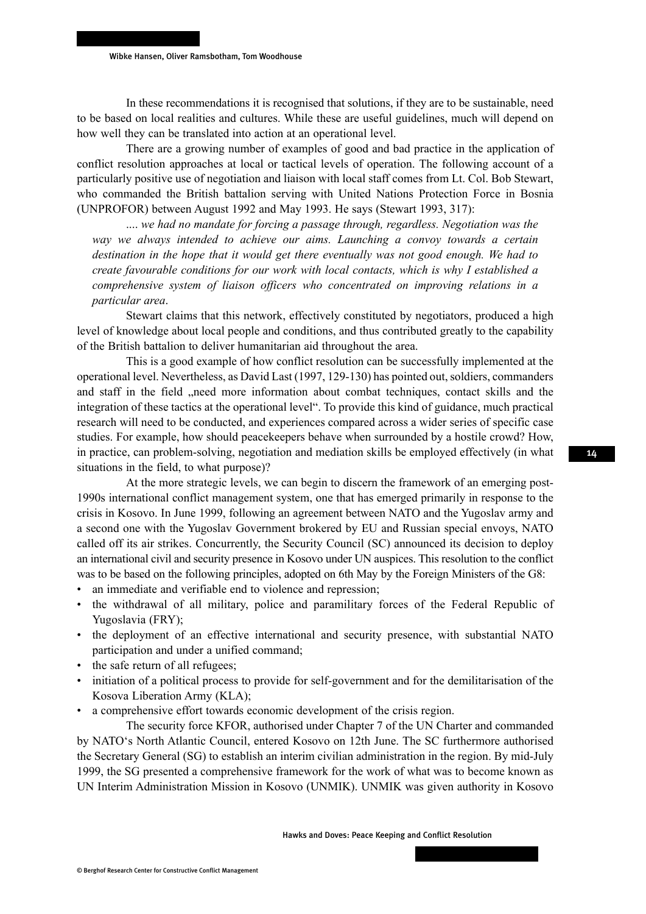In these recommendations it is recognised that solutions, if they are to be sustainable, need to be based on local realities and cultures. While these are useful guidelines, much will depend on how well they can be translated into action at an operational level.

There are a growing number of examples of good and bad practice in the application of conflict resolution approaches at local or tactical levels of operation. The following account of a particularly positive use of negotiation and liaison with local staff comes from Lt. Col. Bob Stewart, who commanded the British battalion serving with United Nations Protection Force in Bosnia (UNPROFOR) between August 1992 and May 1993. He says (Stewart 1993, 317):

> *.... we had no mandate for forcing a passage through, regardless. Negotiation was the way we always intended to achieve our aims. Launching a convoy towards a certain destination in the hope that it would get there eventually was not good enough. We had to create favourable conditions for our work with local contacts, which is why I established a comprehensive system of liaison officers who concentrated on improving relations in a particular area.*

Stewart claims that this network, effectively constituted by negotiators, produced a high level of knowledge about local people and conditions, and thus contributed greatly to the capability of the British battalion to deliver humanitarian aid throughout the area.

This is a good example of how conflict resolution can be successfully implemented at the operational level. Nevertheless, as David Last (1997, 129-130) has pointed out, soldiers, commanders and staff in the field „need more information about combat techniques, contact skills and the integration of these tactics at the operational level". To provide this kind of guidance, much practical research will need to be conducted, and experiences compared across a wider series of specific case studies. For example, how should peacekeepers behave when surrounded by a hostile crowd? How, in practice, can problem-solving, negotiation and mediation skills be employed effectively (in what situations in the field, to what purpose)?

At the more strategic levels, we can begin to discern the framework of an emerging post-1990s international conflict management system, one that has emerged primarily in response to the crisis in Kosovo. In June 1999, following an agreement between NATO and the Yugoslav army and a second one with the Yugoslav Government brokered by EU and Russian special envoys, NATO called off its air strikes. Concurrently, the Security Council (SC) announced its decision to deploy an international civil and security presence in Kosovo under UN auspices. This resolution to the conflict was to be based on the following principles, adopted on 6th May by the Foreign Ministers of the G8:

- an immediate and verifiable end to violence and repression;
- the withdrawal of all military, police and paramilitary forces of the Federal Republic of Yugoslavia (FRY);
- the deployment of an effective international and security presence, with substantial NATO participation and under a unified command;
- the safe return of all refugees;
- initiation of a political process to provide for self-government and for the demilitarisation of the Kosova Liberation Army (KLA);
- a comprehensive effort towards economic development of the crisis region.

The security force KFOR, authorised under Chapter 7 of the UN Charter and commanded by NATO's North Atlantic Council, entered Kosovo on 12th June. The SC furthermore authorised the Secretary General (SG) to establish an interim civilian administration in the region. By mid-July 1999, the SG presented a comprehensive framework for the work of what was to become known as UN Interim Administration Mission in Kosovo (UNMIK). UNMIK was given authority in Kosovo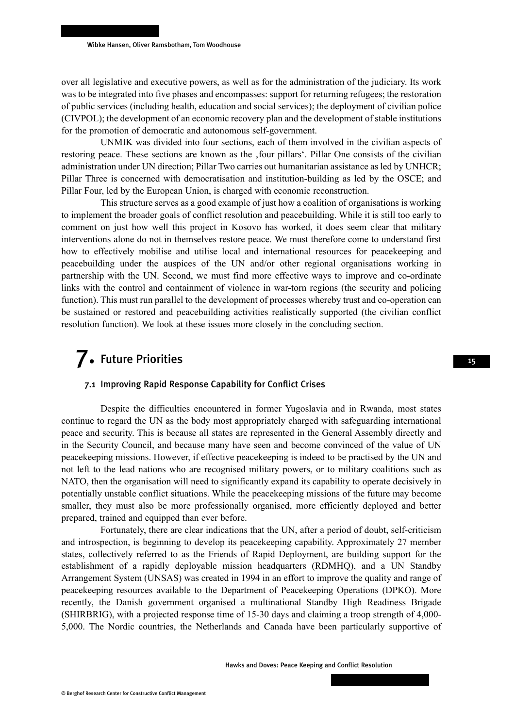over all legislative and executive powers, as well as for the administration of the judiciary. Its work was to be integrated into five phases and encompasses: support for returning refugees; the restoration of public services (including health, education and social services); the deployment of civilian police (CIVPOL); the development of an economic recovery plan and the development of stable institutions for the promotion of democratic and autonomous self-government.

UNMIK was divided into four sections, each of them involved in the civilian aspects of restoring peace. These sections are known as the ‚four pillars'. Pillar One consists of the civilian administration under UN direction; Pillar Two carries out humanitarian assistance as led by UNHCR; Pillar Three is concerned with democratisation and institution-building as led by the OSCE; and Pillar Four, led by the European Union, is charged with economic reconstruction.

This structure serves as a good example of just how a coalition of organisations is working to implement the broader goals of conflict resolution and peacebuilding. While it is still too early to comment on just how well this project in Kosovo has worked, it does seem clear that military interventions alone do not in themselves restore peace. We must therefore come to understand first how to effectively mobilise and utilise local and international resources for peacekeeping and peacebuilding under the auspices of the UN and/or other regional organisations working in partnership with the UN. Second, we must find more effective ways to improve and co-ordinate links with the control and containment of violence in war-torn regions (the security and policing function). This must run parallel to the development of processes whereby trust and co-operation can be sustained or restored and peacebuilding activities realistically supported (the civilian conflict resolution function). We look at these issues more closely in the concluding section.

# 7. Future Priorities

## 7.1 Improving Rapid Response Capability for Conflict Crises

Despite the difficulties encountered in former Yugoslavia and in Rwanda, most states continue to regard the UN as the body most appropriately charged with safeguarding international peace and security. This is because all states are represented in the General Assembly directly and in the Security Council, and because many have seen and become convinced of the value of UN peacekeeping missions. However, if effective peacekeeping is indeed to be practised by the UN and not left to the lead nations who are recognised military powers, or to military coalitions such as NATO, then the organisation will need to significantly expand its capability to operate decisively in potentially unstable conflict situations. While the peacekeeping missions of the future may become smaller, they must also be more professionally organised, more efficiently deployed and better prepared, trained and equipped than ever before.

Fortunately, there are clear indications that the UN, after a period of doubt, self-criticism and introspection, is beginning to develop its peacekeeping capability. Approximately 27 member states, collectively referred to as the Friends of Rapid Deployment, are building support for the establishment of a rapidly deployable mission headquarters (RDMHQ), and a UN Standby Arrangement System (UNSAS) was created in 1994 in an effort to improve the quality and range of peacekeeping resources available to the Department of Peacekeeping Operations (DPKO). More recently, the Danish government organised a multinational Standby High Readiness Brigade (SHIRBRIG), with a projected response time of 15-30 days and claiming a troop strength of 4,000-5,000. The Nordic countries, the Netherlands and Canada have been particularly supportive of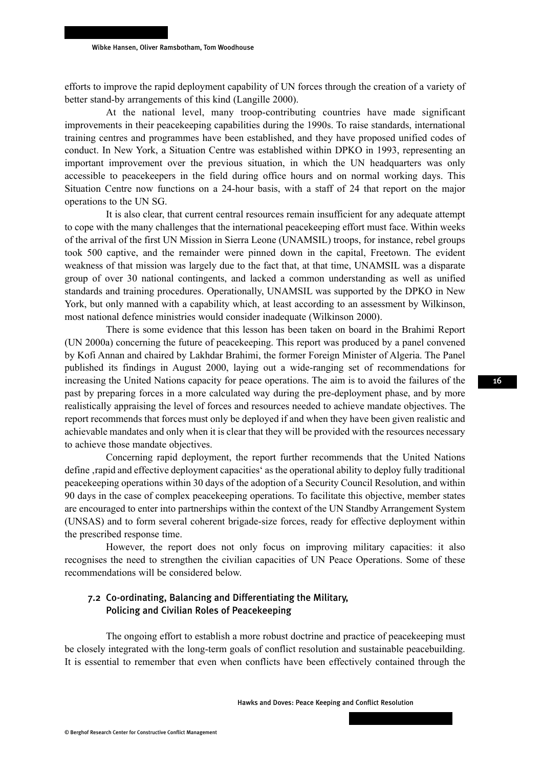efforts to improve the rapid deployment capability of UN forces through the creation of a variety of better stand-by arrangements of this kind (Langille 2000).

At the national level, many troop-contributing countries have made significant improvements in their peacekeeping capabilities during the 1990s. To raise standards, international training centres and programmes have been established, and they have proposed unified codes of conduct. In New York, a Situation Centre was established within DPKO in 1993, representing an important improvement over the previous situation, in which the UN headquarters was only accessible to peacekeepers in the field during office hours and on normal working days. This Situation Centre now functions on a 24-hour basis, with a staff of 24 that report on the major operations to the UN SG.

It is also clear, that current central resources remain insufficient for any adequate attempt to cope with the many challenges that the international peacekeeping effort must face. Within weeks of the arrival of the first UN Mission in Sierra Leone (UNAMSIL) troops, for instance, rebel groups took 500 captive, and the remainder were pinned down in the capital, Freetown. The evident weakness of that mission was largely due to the fact that, at that time, UNAMSIL was a disparate group of over 30 national contingents, and lacked a common understanding as well as unified standards and training procedures. Operationally, UNAMSIL was supported by the DPKO in New York, but only manned with a capability which, at least according to an assessment by Wilkinson, most national defence ministries would consider inadequate (Wilkinson 2000).

There is some evidence that this lesson has been taken on board in the Brahimi Report (UN 2000a) concerning the future of peacekeeping. This report was produced by a panel convened by Kofi Annan and chaired by Lakhdar Brahimi, the former Foreign Minister of Algeria. The Panel published its findings in August 2000, laying out a wide-ranging set of recommendations for increasing the United Nations capacity for peace operations. The aim is to avoid the failures of the past by preparing forces in a more calculated way during the pre-deployment phase, and by more realistically appraising the level of forces and resources needed to achieve mandate objectives. The report recommends that forces must only be deployed if and when they have been given realistic and achievable mandates and only when it is clear that they will be provided with the resources necessary to achieve those mandate objectives.

Concerning rapid deployment, the report further recommends that the United Nations define ‚rapid and effective deployment capacities‘ as the operational ability to deploy fully traditional peacekeeping operations within 30 days of the adoption of a Security Council Resolution, and within 90 days in the case of complex peacekeeping operations. To facilitate this objective, member states are encouraged to enter into partnerships within the context of the UN Standby Arrangement System (UNSAS) and to form several coherent brigade-size forces, ready for effective deployment within the prescribed response time.

However, the report does not only focus on improving military capacities: it also recognises the need to strengthen the civilian capacities of UN Peace Operations. Some of these recommendations will be considered below.

### 7.2 Co-ordinating, Balancing and Differentiating the Military, Policing and Civilian Roles of Peacekeeping

The ongoing effort to establish a more robust doctrine and practice of peacekeeping must be closely integrated with the long-term goals of conflict resolution and sustainable peacebuilding. It is essential to remember that even when conflicts have been effectively contained through the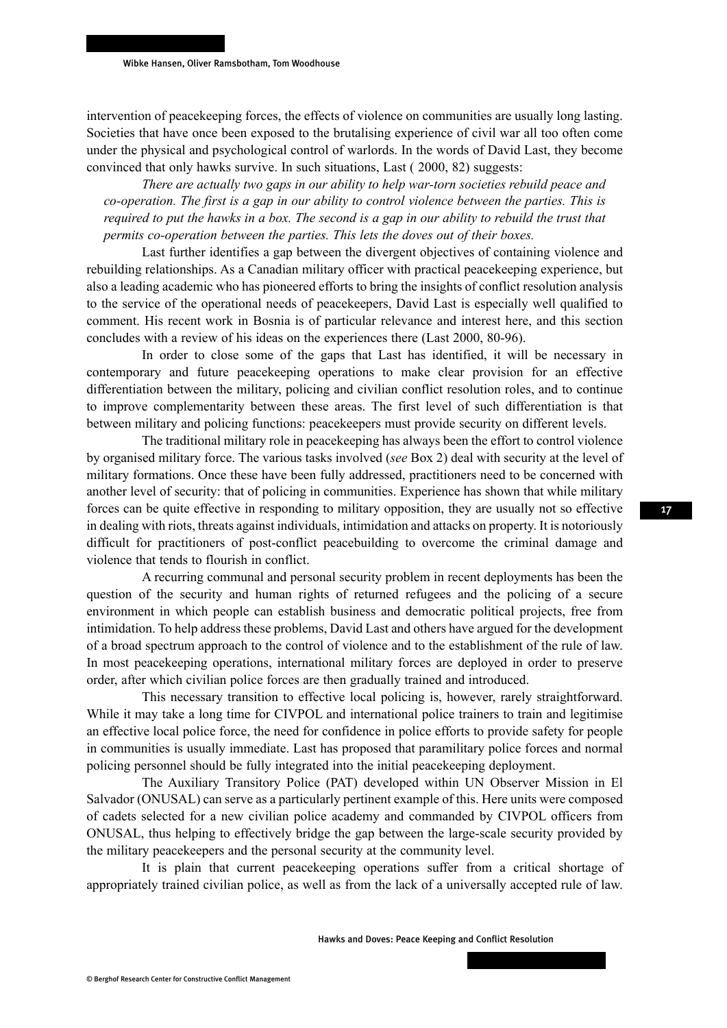intervention of peacekeeping forces, the effects of violence on communities are usually long lasting. Societies that have once been exposed to the brutalising experience of civil war all too often come under the physical and psychological control of warlords. In the words of David Last, they become convinced that only hawks survive. In such situations, Last ( 2000, 82) suggests:

> *There are actually two gaps in our ability to help war-torn societies rebuild peace and co-operation. The first is a gap in our ability to control violence between the parties. This is required to put the hawks in a box. The second is a gap in our ability to rebuild the trust that permits co-operation between the parties. This lets the doves out of their boxes.*

Last further identifies a gap between the divergent objectives of containing violence and rebuilding relationships. As a Canadian military officer with practical peacekeeping experience, but also a leading academic who has pioneered efforts to bring the insights of conflict resolution analysis to the service of the operational needs of peacekeepers, David Last is especially well qualified to comment. His recent work in Bosnia is of particular relevance and interest here, and this section concludes with a review of his ideas on the experiences there (Last 2000, 80-96).

In order to close some of the gaps that Last has identified, it will be necessary in contemporary and future peacekeeping operations to make clear provision for an effective differentiation between the military, policing and civilian conflict resolution roles, and to continue to improve complementarity between these areas. The first level of such differentiation is that between military and policing functions: peacekeepers must provide security on different levels.

The traditional military role in peacekeeping has always been the effort to control violence by organised military force. The various tasks involved (*see* Box 2) deal with security at the level of military formations. Once these have been fully addressed, practitioners need to be concerned with another level of security: that of policing in communities. Experience has shown that while military forces can be quite effective in responding to military opposition, they are usually not so effective in dealing with riots, threats against individuals, intimidation and attacks on property. It is notoriously difficult for practitioners of post-conflict peacebuilding to overcome the criminal damage and violence that tends to flourish in conflict.

A recurring communal and personal security problem in recent deployments has been the question of the security and human rights of returned refugees and the policing of a secure environment in which people can establish business and democratic political projects, free from intimidation. To help address these problems, David Last and others have argued for the development of a broad spectrum approach to the control of violence and to the establishment of the rule of law. In most peacekeeping operations, international military forces are deployed in order to preserve order, after which civilian police forces are then gradually trained and introduced.

This necessary transition to effective local policing is, however, rarely straightforward. While it may take a long time for CIVPOL and international police trainers to train and legitimise an effective local police force, the need for confidence in police efforts to provide safety for people in communities is usually immediate. Last has proposed that paramilitary police forces and normal policing personnel should be fully integrated into the initial peacekeeping deployment.

The Auxiliary Transitory Police (PAT) developed within UN Observer Mission in El Salvador (ONUSAL) can serve as a particularly pertinent example of this. Here units were composed of cadets selected for a new civilian police academy and commanded by CIVPOL officers from ONUSAL, thus helping to effectively bridge the gap between the large-scale security provided by the military peacekeepers and the personal security at the community level.

It is plain that current peacekeeping operations suffer from a critical shortage of appropriately trained civilian police, as well as from the lack of a universally accepted rule of law.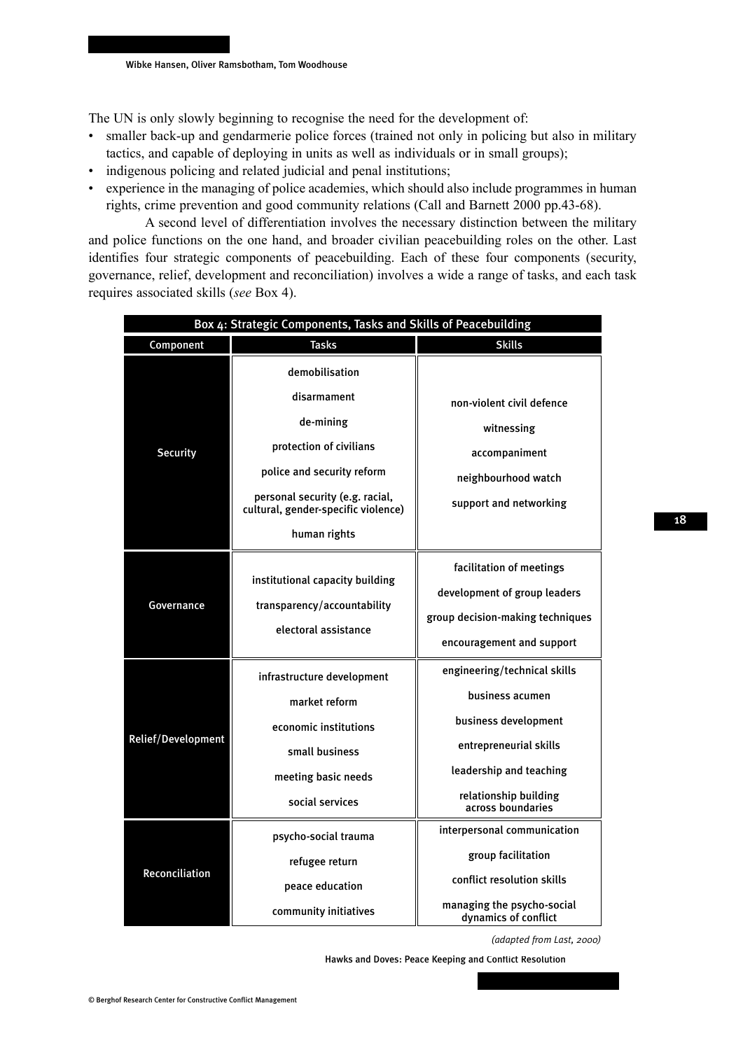The UN is only slowly beginning to recognise the need for the development of:

- smaller back-up and gendarmerie police forces (trained not only in policing but also in military tactics, and capable of deploying in units as well as individuals or in small groups);
- indigenous policing and related judicial and penal institutions;
- experience in the managing of police academies, which should also include programmes in human rights, crime prevention and good community relations (Call and Barnett 2000 pp.43-68).

A second level of differentiation involves the necessary distinction between the military and police functions on the one hand, and broader civilian peacebuilding roles on the other. Last identifies four strategic components of peacebuilding. Each of these four components (security, governance, relief, development and reconciliation) involves a wide a range of tasks, and each task requires associated skills (*see* Box 4).

**Box 4: Strategic Components, Tasks and Skills of Peacebuilding**

| Component | Tasks | Skills |
|---|---|---|
| Security | demobilisation<br>disarmament<br>de-mining<br>protection of civilians<br>police and security reform<br>personal security (e.g. racial, cultural, gender-specific violence)<br>human rights | non-violent civil defence<br>witnessing<br>accompaniment<br>neighbourhood watch<br>support and networking |
| Governance | institutional capacity building<br>transparency/accountability<br>electoral assistance | facilitation of meetings<br>development of group leaders<br>group decision-making techniques<br>encouragement and support |
| Relief/Development | infrastructure development<br>market reform<br>economic institutions<br>small business<br>meeting basic needs<br>social services | engineering/technical skills<br>business acumen<br>business development<br>entrepreneurial skills<br>leadership and teaching<br>relationship building across boundaries |
| Reconciliation | psycho-social trauma<br>refugee return<br>peace education<br>community initiatives | interpersonal communication<br>group facilitation<br>conflict resolution skills<br>managing the psycho-social dynamics of conflict |

*(adapted from Last, 2000)*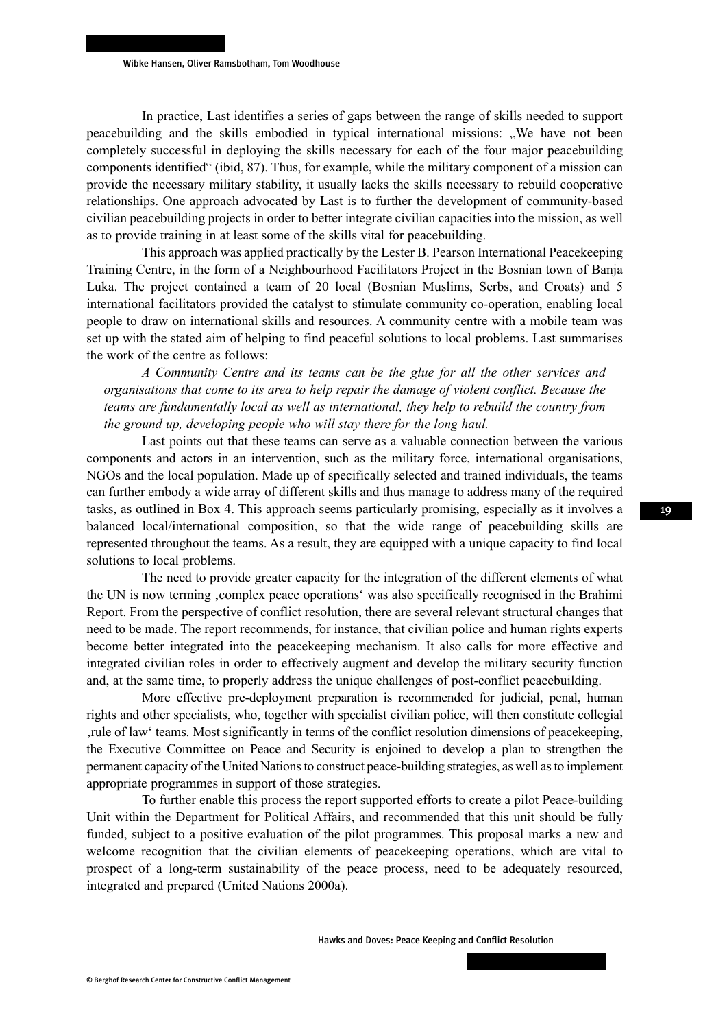In practice, Last identifies a series of gaps between the range of skills needed to support peacebuilding and the skills embodied in typical international missions: „We have not been completely successful in deploying the skills necessary for each of the four major peacebuilding components identified" (ibid, 87). Thus, for example, while the military component of a mission can provide the necessary military stability, it usually lacks the skills necessary to rebuild cooperative relationships. One approach advocated by Last is to further the development of community-based civilian peacebuilding projects in order to better integrate civilian capacities into the mission, as well as to provide training in at least some of the skills vital for peacebuilding.

This approach was applied practically by the Lester B. Pearson International Peacekeeping Training Centre, in the form of a Neighbourhood Facilitators Project in the Bosnian town of Banja Luka. The project contained a team of 20 local (Bosnian Muslims, Serbs, and Croats) and 5 international facilitators provided the catalyst to stimulate community co-operation, enabling local people to draw on international skills and resources. A community centre with a mobile team was set up with the stated aim of helping to find peaceful solutions to local problems. Last summarises the work of the centre as follows:

> *A Community Centre and its teams can be the glue for all the other services and organisations that come to its area to help repair the damage of violent conflict. Because the teams are fundamentally local as well as international, they help to rebuild the country from the ground up, developing people who will stay there for the long haul.*

Last points out that these teams can serve as a valuable connection between the various components and actors in an intervention, such as the military force, international organisations, NGOs and the local population. Made up of specifically selected and trained individuals, the teams can further embody a wide array of different skills and thus manage to address many of the required tasks, as outlined in Box 4. This approach seems particularly promising, especially as it involves a balanced local/international composition, so that the wide range of peacebuilding skills are represented throughout the teams. As a result, they are equipped with a unique capacity to find local solutions to local problems.

The need to provide greater capacity for the integration of the different elements of what the UN is now terming ‚complex peace operations' was also specifically recognised in the Brahimi Report. From the perspective of conflict resolution, there are several relevant structural changes that need to be made. The report recommends, for instance, that civilian police and human rights experts become better integrated into the peacekeeping mechanism. It also calls for more effective and integrated civilian roles in order to effectively augment and develop the military security function and, at the same time, to properly address the unique challenges of post-conflict peacebuilding.

More effective pre-deployment preparation is recommended for judicial, penal, human rights and other specialists, who, together with specialist civilian police, will then constitute collegial ‚rule of law' teams. Most significantly in terms of the conflict resolution dimensions of peacekeeping, the Executive Committee on Peace and Security is enjoined to develop a plan to strengthen the permanent capacity of the United Nations to construct peace-building strategies, as well as to implement appropriate programmes in support of those strategies.

To further enable this process the report supported efforts to create a pilot Peace-building Unit within the Department for Political Affairs, and recommended that this unit should be fully funded, subject to a positive evaluation of the pilot programmes. This proposal marks a new and welcome recognition that the civilian elements of peacekeeping operations, which are vital to prospect of a long-term sustainability of the peace process, need to be adequately resourced, integrated and prepared (United Nations 2000a).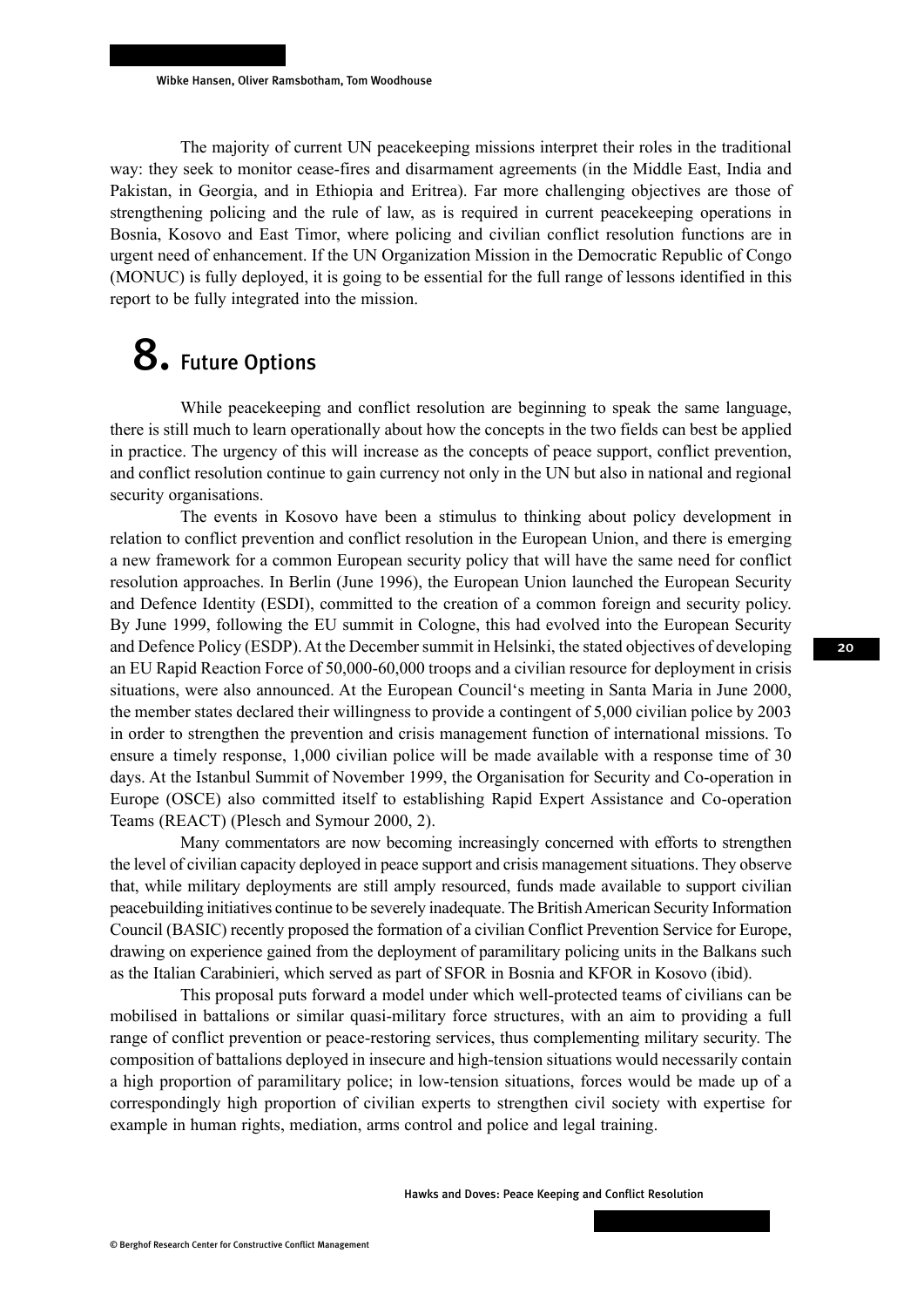The majority of current UN peacekeeping missions interpret their roles in the traditional way: they seek to monitor cease-fires and disarmament agreements (in the Middle East, India and Pakistan, in Georgia, and in Ethiopia and Eritrea). Far more challenging objectives are those of strengthening policing and the rule of law, as is required in current peacekeeping operations in Bosnia, Kosovo and East Timor, where policing and civilian conflict resolution functions are in urgent need of enhancement. If the UN Organization Mission in the Democratic Republic of Congo (MONUC) is fully deployed, it is going to be essential for the full range of lessons identified in this report to be fully integrated into the mission.

# 8. Future Options

While peacekeeping and conflict resolution are beginning to speak the same language, there is still much to learn operationally about how the concepts in the two fields can best be applied in practice. The urgency of this will increase as the concepts of peace support, conflict prevention, and conflict resolution continue to gain currency not only in the UN but also in national and regional security organisations.

The events in Kosovo have been a stimulus to thinking about policy development in relation to conflict prevention and conflict resolution in the European Union, and there is emerging a new framework for a common European security policy that will have the same need for conflict resolution approaches. In Berlin (June 1996), the European Union launched the European Security and Defence Identity (ESDI), committed to the creation of a common foreign and security policy. By June 1999, following the EU summit in Cologne, this had evolved into the European Security and Defence Policy (ESDP). At the December summit in Helsinki, the stated objectives of developing an EU Rapid Reaction Force of 50,000-60,000 troops and a civilian resource for deployment in crisis situations, were also announced. At the European Council's meeting in Santa Maria in June 2000, the member states declared their willingness to provide a contingent of 5,000 civilian police by 2003 in order to strengthen the prevention and crisis management function of international missions. To ensure a timely response, 1,000 civilian police will be made available with a response time of 30 days. At the Istanbul Summit of November 1999, the Organisation for Security and Co-operation in Europe (OSCE) also committed itself to establishing Rapid Expert Assistance and Co-operation Teams (REACT) (Plesch and Symour 2000, 2).

Many commentators are now becoming increasingly concerned with efforts to strengthen the level of civilian capacity deployed in peace support and crisis management situations. They observe that, while military deployments are still amply resourced, funds made available to support civilian peacebuilding initiatives continue to be severely inadequate. The British American Security Information Council (BASIC) recently proposed the formation of a civilian Conflict Prevention Service for Europe, drawing on experience gained from the deployment of paramilitary policing units in the Balkans such as the Italian Carabinieri, which served as part of SFOR in Bosnia and KFOR in Kosovo (ibid).

This proposal puts forward a model under which well-protected teams of civilians can be mobilised in battalions or similar quasi-military force structures, with an aim to providing a full range of conflict prevention or peace-restoring services, thus complementing military security. The composition of battalions deployed in insecure and high-tension situations would necessarily contain a high proportion of paramilitary police; in low-tension situations, forces would be made up of a correspondingly high proportion of civilian experts to strengthen civil society with expertise for example in human rights, mediation, arms control and police and legal training.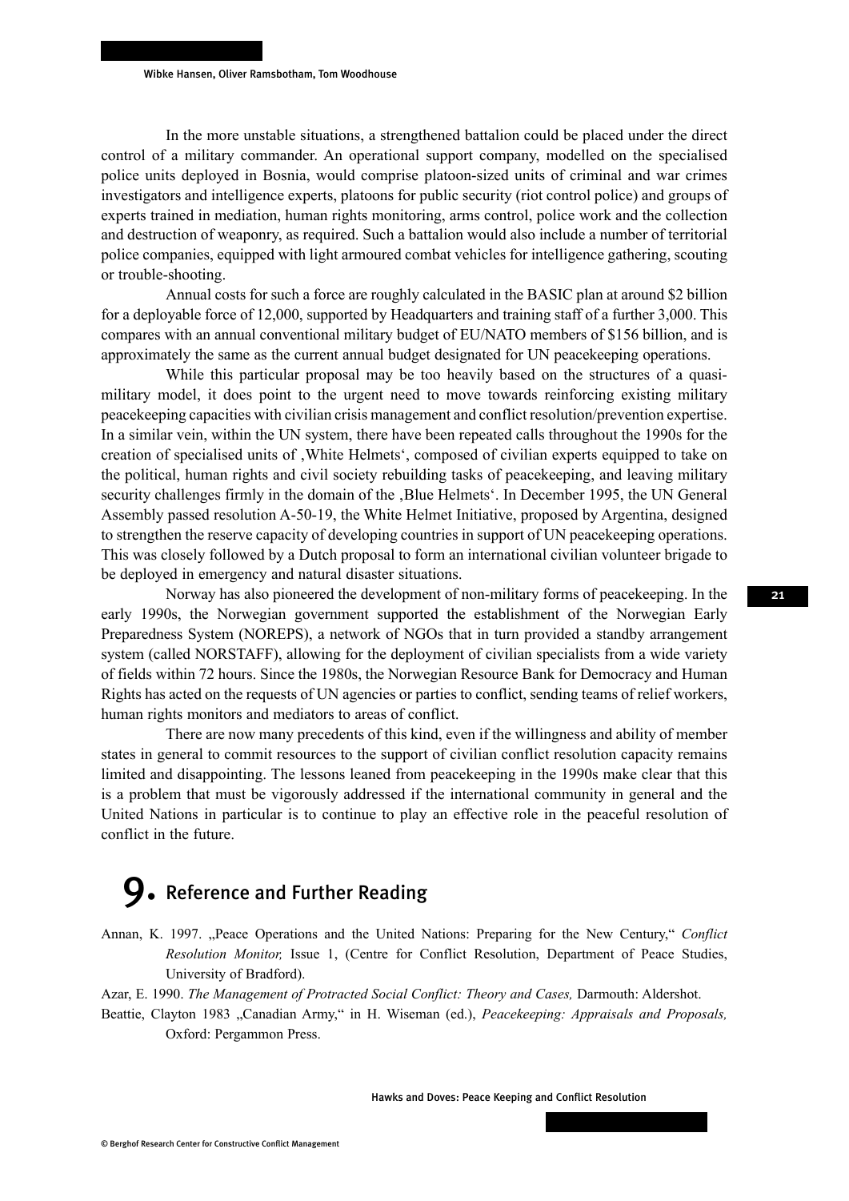In the more unstable situations, a strengthened battalion could be placed under the direct control of a military commander. An operational support company, modelled on the specialised police units deployed in Bosnia, would comprise platoon-sized units of criminal and war crimes investigators and intelligence experts, platoons for public security (riot control police) and groups of experts trained in mediation, human rights monitoring, arms control, police work and the collection and destruction of weaponry, as required. Such a battalion would also include a number of territorial police companies, equipped with light armoured combat vehicles for intelligence gathering, scouting or trouble-shooting.

Annual costs for such a force are roughly calculated in the BASIC plan at around $2 billion for a deployable force of 12,000, supported by Headquarters and training staff of a further 3,000. This compares with an annual conventional military budget of EU/NATO members of $156 billion, and is approximately the same as the current annual budget designated for UN peacekeeping operations.

While this particular proposal may be too heavily based on the structures of a quasi-military model, it does point to the urgent need to move towards reinforcing existing military peacekeeping capacities with civilian crisis management and conflict resolution/prevention expertise. In a similar vein, within the UN system, there have been repeated calls throughout the 1990s for the creation of specialised units of ‚White Helmets', composed of civilian experts equipped to take on the political, human rights and civil society rebuilding tasks of peacekeeping, and leaving military security challenges firmly in the domain of the ‚Blue Helmets'. In December 1995, the UN General Assembly passed resolution A-50-19, the White Helmet Initiative, proposed by Argentina, designed to strengthen the reserve capacity of developing countries in support of UN peacekeeping operations. This was closely followed by a Dutch proposal to form an international civilian volunteer brigade to be deployed in emergency and natural disaster situations.

Norway has also pioneered the development of non-military forms of peacekeeping. In the early 1990s, the Norwegian government supported the establishment of the Norwegian Early Preparedness System (NOREPS), a network of NGOs that in turn provided a standby arrangement system (called NORSTAFF), allowing for the deployment of civilian specialists from a wide variety of fields within 72 hours. Since the 1980s, the Norwegian Resource Bank for Democracy and Human Rights has acted on the requests of UN agencies or parties to conflict, sending teams of relief workers, human rights monitors and mediators to areas of conflict.

There are now many precedents of this kind, even if the willingness and ability of member states in general to commit resources to the support of civilian conflict resolution capacity remains limited and disappointing. The lessons leaned from peacekeeping in the 1990s make clear that this is a problem that must be vigorously addressed if the international community in general and the United Nations in particular is to continue to play an effective role in the peaceful resolution of conflict in the future.

# 9. Reference and Further Reading

Annan, K. 1997. „Peace Operations and the United Nations: Preparing for the New Century," *Conflict Resolution Monitor,* Issue 1, (Centre for Conflict Resolution, Department of Peace Studies, University of Bradford).

Azar, E. 1990. *The Management of Protracted Social Conflict: Theory and Cases,* Darmouth: Aldershot.

Beattie, Clayton 1983 „Canadian Army," in H. Wiseman (ed.), *Peacekeeping: Appraisals and Proposals,* Oxford: Pergammon Press.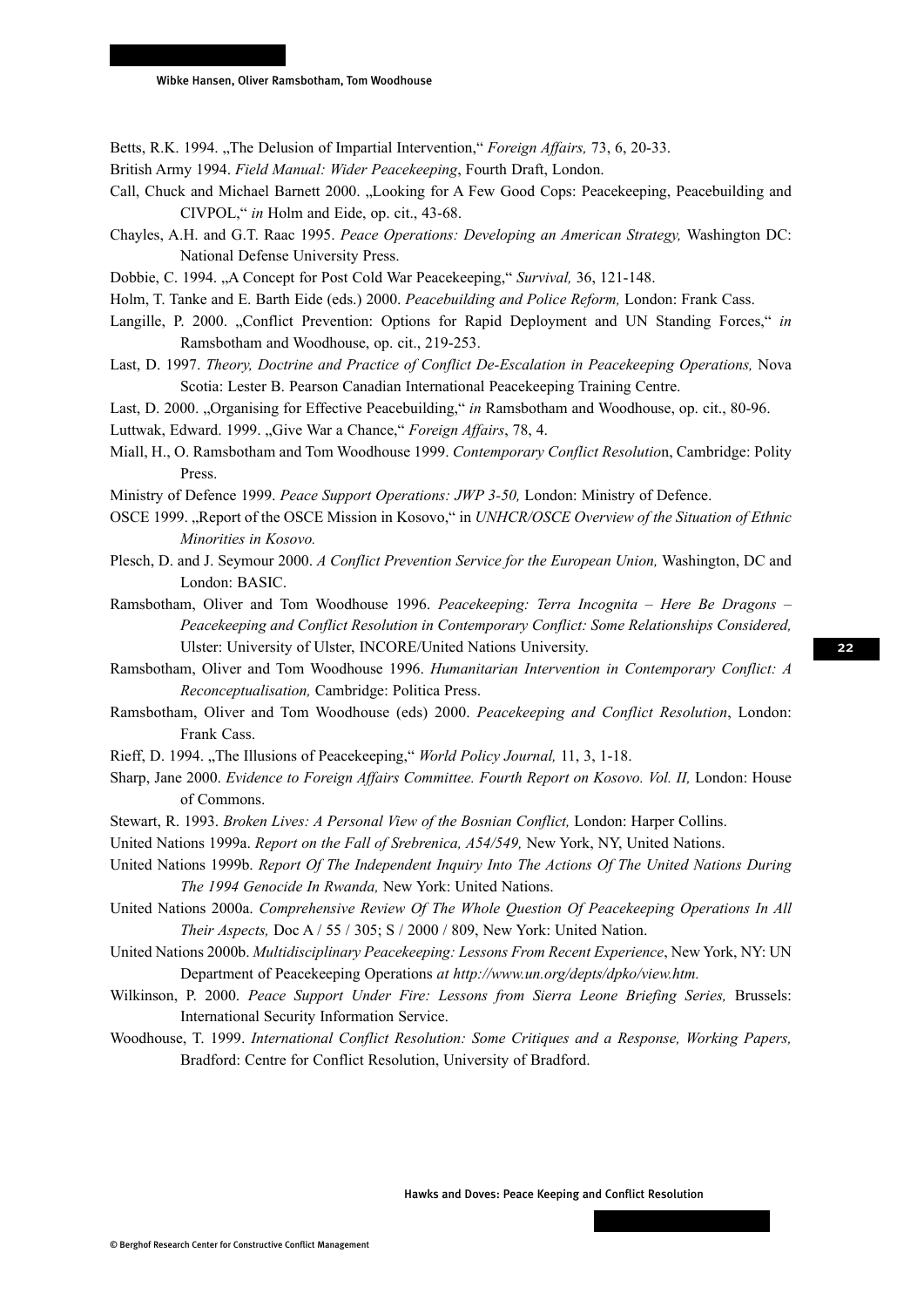Betts, R.K. 1994. „The Delusion of Impartial Intervention," *Foreign Affairs,* 73, 6, 20-33.

British Army 1994. *Field Manual: Wider Peacekeeping*, Fourth Draft, London.

Call, Chuck and Michael Barnett 2000. „Looking for A Few Good Cops: Peacekeeping, Peacebuilding and CIVPOL," *in* Holm and Eide, op. cit., 43-68.

Chayles, A.H. and G.T. Raac 1995. *Peace Operations: Developing an American Strategy,* Washington DC: National Defense University Press.

Dobbie, C. 1994. „A Concept for Post Cold War Peacekeeping," *Survival,* 36, 121-148.

Holm, T. Tanke and E. Barth Eide (eds.) 2000. *Peacebuilding and Police Reform,* London: Frank Cass.

Langille, P. 2000. „Conflict Prevention: Options for Rapid Deployment and UN Standing Forces," *in* Ramsbotham and Woodhouse, op. cit., 219-253.

Last, D. 1997. *Theory, Doctrine and Practice of Conflict De-Escalation in Peacekeeping Operations,* Nova Scotia: Lester B. Pearson Canadian International Peacekeeping Training Centre.

Last, D. 2000. „Organising for Effective Peacebuilding," *in* Ramsbotham and Woodhouse, op. cit., 80-96.

Luttwak, Edward. 1999. „Give War a Chance," *Foreign Affairs*, 78, 4.

Miall, H., O. Ramsbotham and Tom Woodhouse 1999. *Contemporary Conflict Resolutio*n, Cambridge: Polity Press.

Ministry of Defence 1999. *Peace Support Operations: JWP 3-50,* London: Ministry of Defence.

OSCE 1999. „Report of the OSCE Mission in Kosovo," in *UNHCR/OSCE Overview of the Situation of Ethnic Minorities in Kosovo.*

Plesch, D. and J. Seymour 2000. *A Conflict Prevention Service for the European Union,* Washington, DC and London: BASIC.

Ramsbotham, Oliver and Tom Woodhouse 1996. *Peacekeeping: Terra Incognita – Here Be Dragons – Peacekeeping and Conflict Resolution in Contemporary Conflict: Some Relationships Considered,* Ulster: University of Ulster, INCORE/United Nations University.

Ramsbotham, Oliver and Tom Woodhouse 1996. *Humanitarian Intervention in Contemporary Conflict: A Reconceptualisation,* Cambridge: Politica Press.

Ramsbotham, Oliver and Tom Woodhouse (eds) 2000. *Peacekeeping and Conflict Resolution*, London: Frank Cass.

Rieff, D. 1994. „The Illusions of Peacekeeping," *World Policy Journal,* 11, 3, 1-18.

Sharp, Jane 2000. *Evidence to Foreign Affairs Committee. Fourth Report on Kosovo. Vol. II,* London: House of Commons.

Stewart, R. 1993. *Broken Lives: A Personal View of the Bosnian Conflict,* London: Harper Collins.

United Nations 1999a. *Report on the Fall of Srebrenica, A54/549,* New York, NY, United Nations.

United Nations 1999b. *Report Of The Independent Inquiry Into The Actions Of The United Nations During The 1994 Genocide In Rwanda,* New York: United Nations.

United Nations 2000a. *Comprehensive Review Of The Whole Question Of Peacekeeping Operations In All Their Aspects,* Doc A / 55 / 305; S / 2000 / 809, New York: United Nation.

United Nations 2000b. *Multidisciplinary Peacekeeping: Lessons From Recent Experience*, New York, NY: UN Department of Peacekeeping Operations *at http://www.un.org/depts/dpko/view.htm.*

Wilkinson, P. 2000. *Peace Support Under Fire: Lessons from Sierra Leone Briefing Series,* Brussels: International Security Information Service.

Woodhouse, T. 1999. *International Conflict Resolution: Some Critiques and a Response, Working Papers,* Bradford: Centre for Conflict Resolution, University of Bradford.